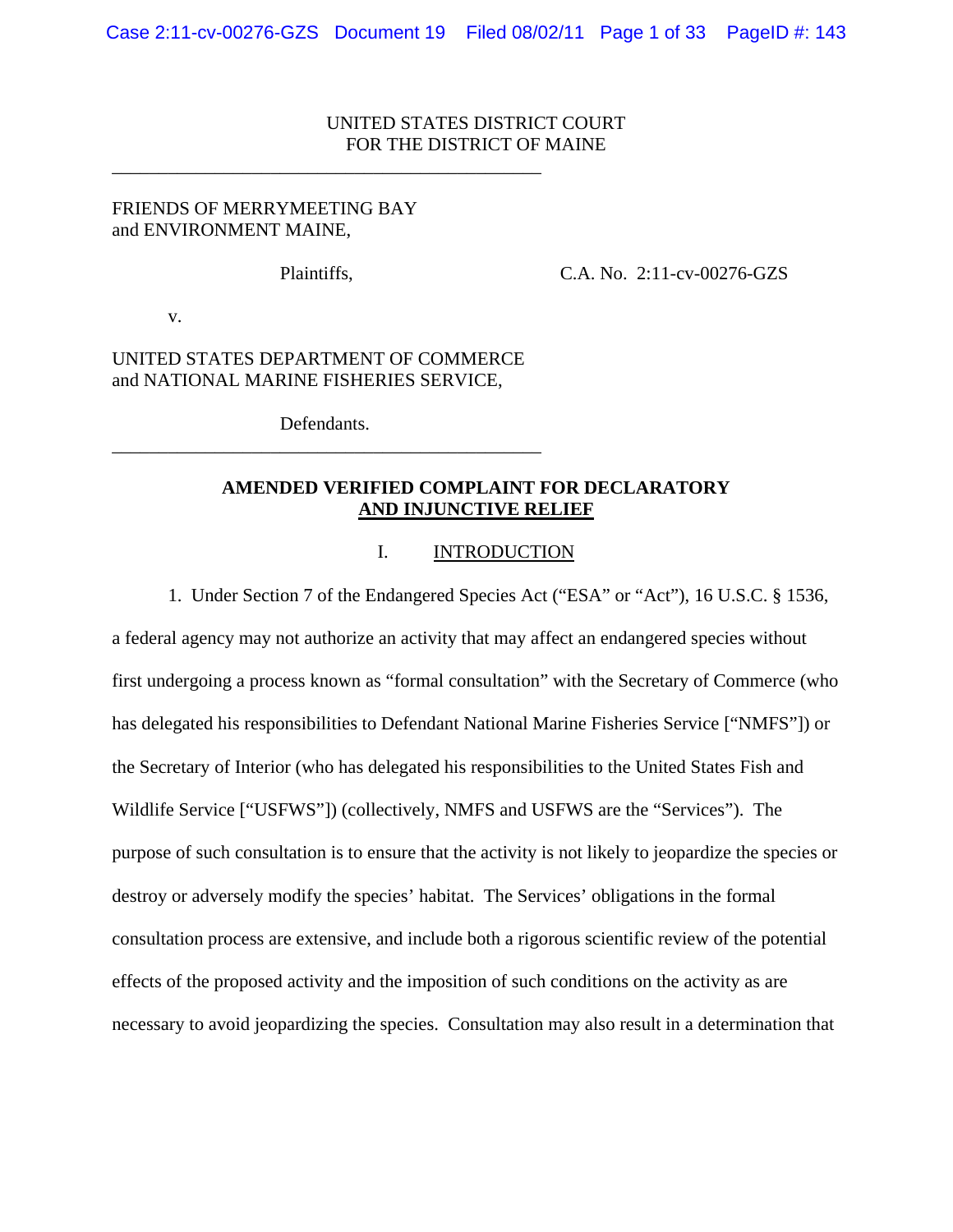UNITED STATES DISTRICT COURT
FOR THE DISTRICT OF MAINE

---

FRIENDS OF MERRYMEETING BAY
and ENVIRONMENT MAINE,

Plaintiffs, C.A. No. 2:11-cv-00276-GZS

v.

UNITED STATES DEPARTMENT OF COMMERCE
and NATIONAL MARINE FISHERIES SERVICE,

Defendants.

---

**AMENDED VERIFIED COMPLAINT FOR DECLARATORY AND INJUNCTIVE RELIEF**

## I. INTRODUCTION

1. Under Section 7 of the Endangered Species Act ("ESA" or "Act"), 16 U.S.C. § 1536, a federal agency may not authorize an activity that may affect an endangered species without first undergoing a process known as "formal consultation" with the Secretary of Commerce (who has delegated his responsibilities to Defendant National Marine Fisheries Service ["NMFS"]) or the Secretary of Interior (who has delegated his responsibilities to the United States Fish and Wildlife Service ["USFWS"]) (collectively, NMFS and USFWS are the "Services"). The purpose of such consultation is to ensure that the activity is not likely to jeopardize the species or destroy or adversely modify the species' habitat. The Services' obligations in the formal consultation process are extensive, and include both a rigorous scientific review of the potential effects of the proposed activity and the imposition of such conditions on the activity as are necessary to avoid jeopardizing the species. Consultation may also result in a determination that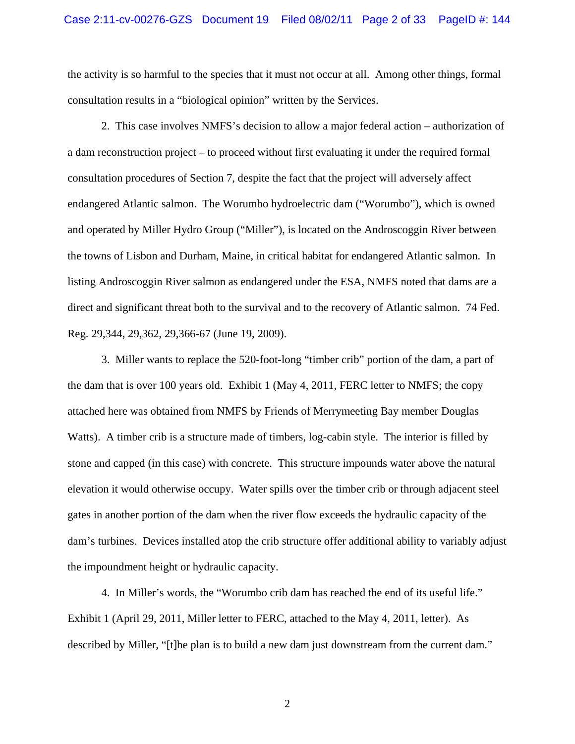the activity is so harmful to the species that it must not occur at all. Among other things, formal consultation results in a "biological opinion" written by the Services.

2. This case involves NMFS's decision to allow a major federal action – authorization of a dam reconstruction project – to proceed without first evaluating it under the required formal consultation procedures of Section 7, despite the fact that the project will adversely affect endangered Atlantic salmon. The Worumbo hydroelectric dam ("Worumbo"), which is owned and operated by Miller Hydro Group ("Miller"), is located on the Androscoggin River between the towns of Lisbon and Durham, Maine, in critical habitat for endangered Atlantic salmon. In listing Androscoggin River salmon as endangered under the ESA, NMFS noted that dams are a direct and significant threat both to the survival and to the recovery of Atlantic salmon. 74 Fed. Reg. 29,344, 29,362, 29,366-67 (June 19, 2009).

3. Miller wants to replace the 520-foot-long "timber crib" portion of the dam, a part of the dam that is over 100 years old. Exhibit 1 (May 4, 2011, FERC letter to NMFS; the copy attached here was obtained from NMFS by Friends of Merrymeeting Bay member Douglas Watts). A timber crib is a structure made of timbers, log-cabin style. The interior is filled by stone and capped (in this case) with concrete. This structure impounds water above the natural elevation it would otherwise occupy. Water spills over the timber crib or through adjacent steel gates in another portion of the dam when the river flow exceeds the hydraulic capacity of the dam's turbines. Devices installed atop the crib structure offer additional ability to variably adjust the impoundment height or hydraulic capacity.

4. In Miller's words, the "Worumbo crib dam has reached the end of its useful life." Exhibit 1 (April 29, 2011, Miller letter to FERC, attached to the May 4, 2011, letter). As described by Miller, "[t]he plan is to build a new dam just downstream from the current dam."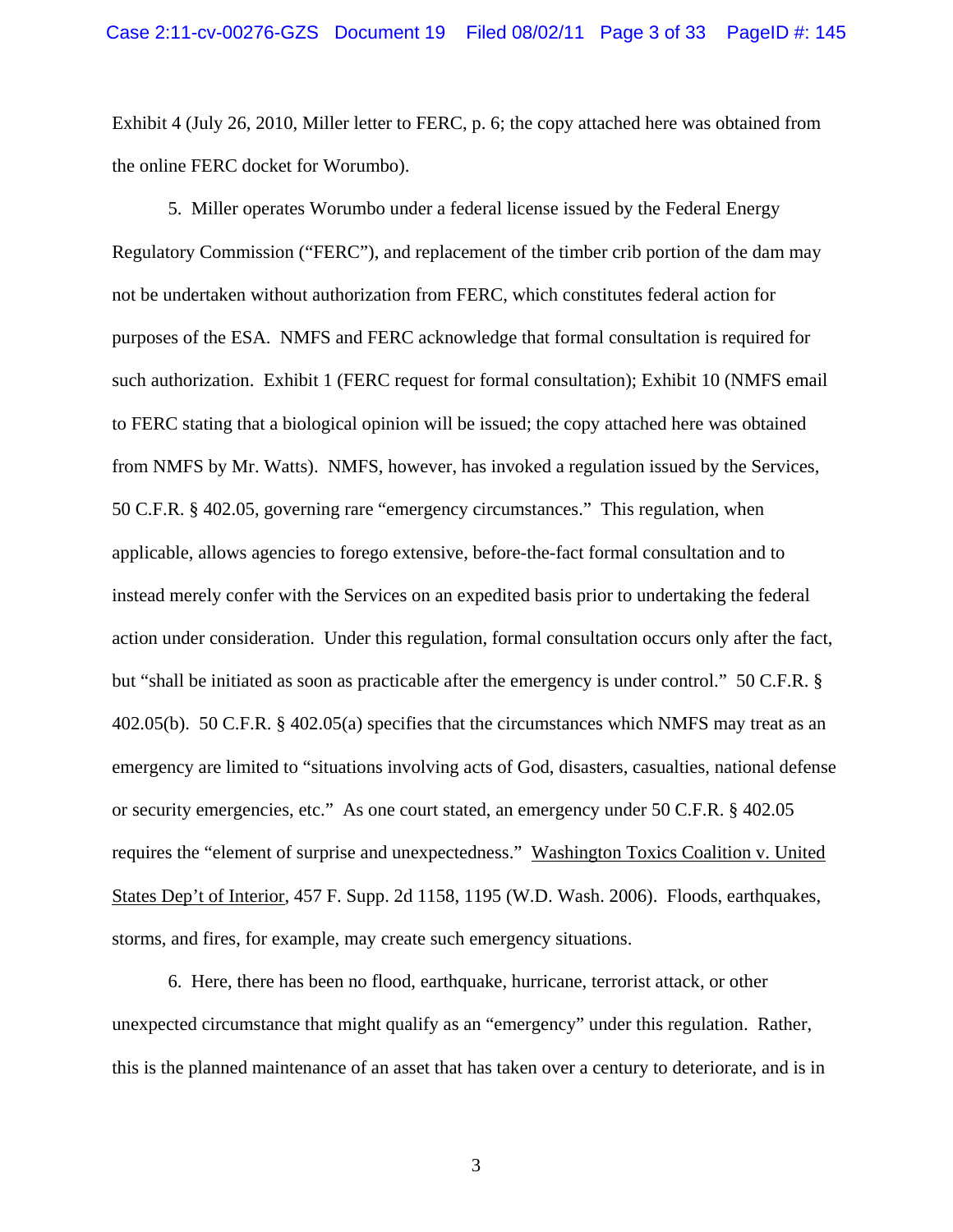Exhibit 4 (July 26, 2010, Miller letter to FERC, p. 6; the copy attached here was obtained from the online FERC docket for Worumbo).

5. Miller operates Worumbo under a federal license issued by the Federal Energy Regulatory Commission ("FERC"), and replacement of the timber crib portion of the dam may not be undertaken without authorization from FERC, which constitutes federal action for purposes of the ESA. NMFS and FERC acknowledge that formal consultation is required for such authorization. Exhibit 1 (FERC request for formal consultation); Exhibit 10 (NMFS email to FERC stating that a biological opinion will be issued; the copy attached here was obtained from NMFS by Mr. Watts). NMFS, however, has invoked a regulation issued by the Services, 50 C.F.R. § 402.05, governing rare "emergency circumstances." This regulation, when applicable, allows agencies to forego extensive, before-the-fact formal consultation and to instead merely confer with the Services on an expedited basis prior to undertaking the federal action under consideration. Under this regulation, formal consultation occurs only after the fact, but "shall be initiated as soon as practicable after the emergency is under control." 50 C.F.R. § 402.05(b). 50 C.F.R. § 402.05(a) specifies that the circumstances which NMFS may treat as an emergency are limited to "situations involving acts of God, disasters, casualties, national defense or security emergencies, etc." As one court stated, an emergency under 50 C.F.R. § 402.05 requires the "element of surprise and unexpectedness." Washington Toxics Coalition v. United States Dep't of Interior, 457 F. Supp. 2d 1158, 1195 (W.D. Wash. 2006). Floods, earthquakes, storms, and fires, for example, may create such emergency situations.

6. Here, there has been no flood, earthquake, hurricane, terrorist attack, or other unexpected circumstance that might qualify as an "emergency" under this regulation. Rather, this is the planned maintenance of an asset that has taken over a century to deteriorate, and is in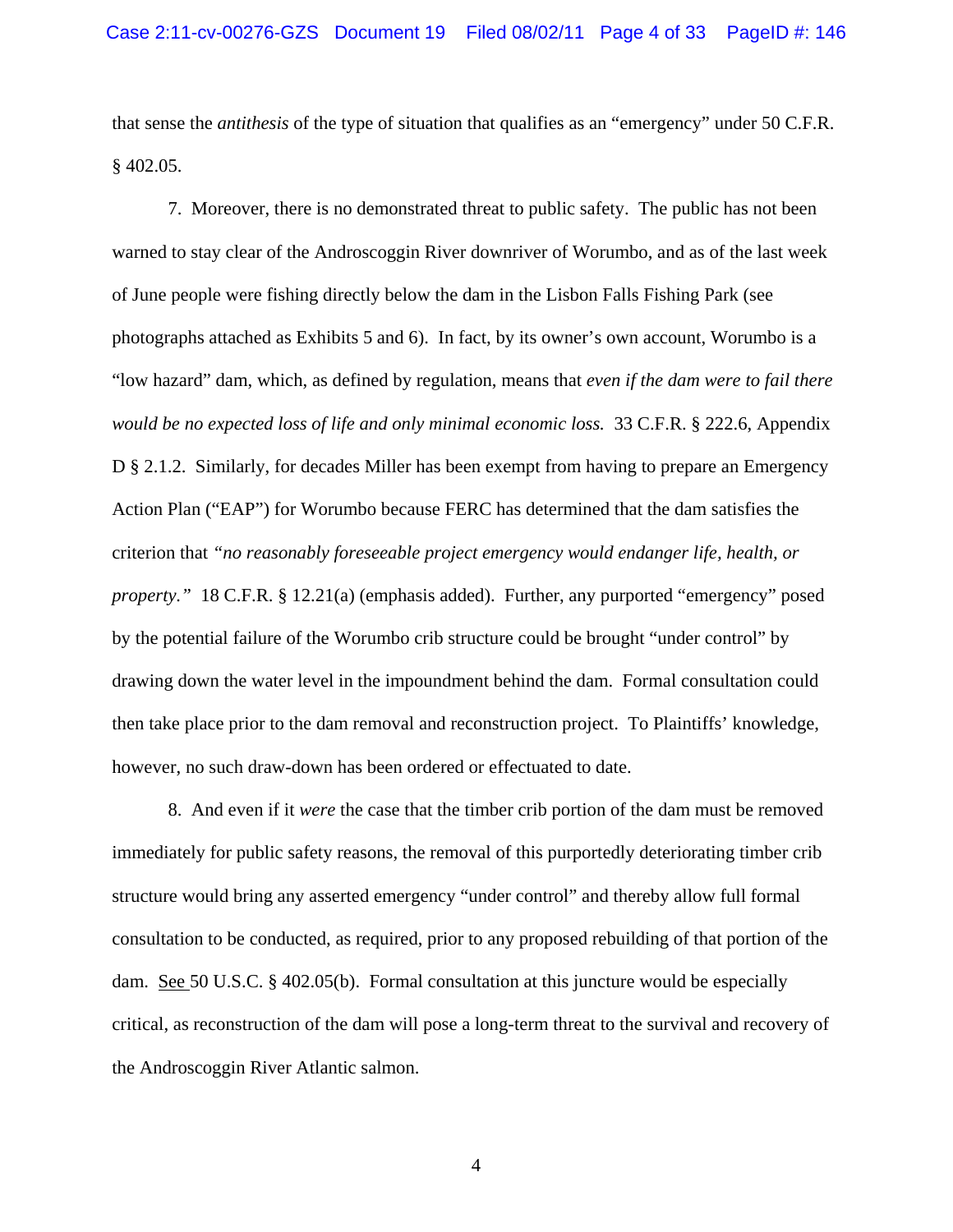that sense the *antithesis* of the type of situation that qualifies as an "emergency" under 50 C.F.R. § 402.05.

7. Moreover, there is no demonstrated threat to public safety. The public has not been warned to stay clear of the Androscoggin River downriver of Worumbo, and as of the last week of June people were fishing directly below the dam in the Lisbon Falls Fishing Park (see photographs attached as Exhibits 5 and 6). In fact, by its owner's own account, Worumbo is a "low hazard" dam, which, as defined by regulation, means that *even if the dam were to fail there would be no expected loss of life and only minimal economic loss.* 33 C.F.R. § 222.6, Appendix D § 2.1.2. Similarly, for decades Miller has been exempt from having to prepare an Emergency Action Plan ("EAP") for Worumbo because FERC has determined that the dam satisfies the criterion that *"no reasonably foreseeable project emergency would endanger life, health, or property."* 18 C.F.R. § 12.21(a) (emphasis added). Further, any purported "emergency" posed by the potential failure of the Worumbo crib structure could be brought "under control" by drawing down the water level in the impoundment behind the dam. Formal consultation could then take place prior to the dam removal and reconstruction project. To Plaintiffs' knowledge, however, no such draw-down has been ordered or effectuated to date.

8. And even if it *were* the case that the timber crib portion of the dam must be removed immediately for public safety reasons, the removal of this purportedly deteriorating timber crib structure would bring any asserted emergency "under control" and thereby allow full formal consultation to be conducted, as required, prior to any proposed rebuilding of that portion of the dam. See 50 U.S.C. § 402.05(b). Formal consultation at this juncture would be especially critical, as reconstruction of the dam will pose a long-term threat to the survival and recovery of the Androscoggin River Atlantic salmon.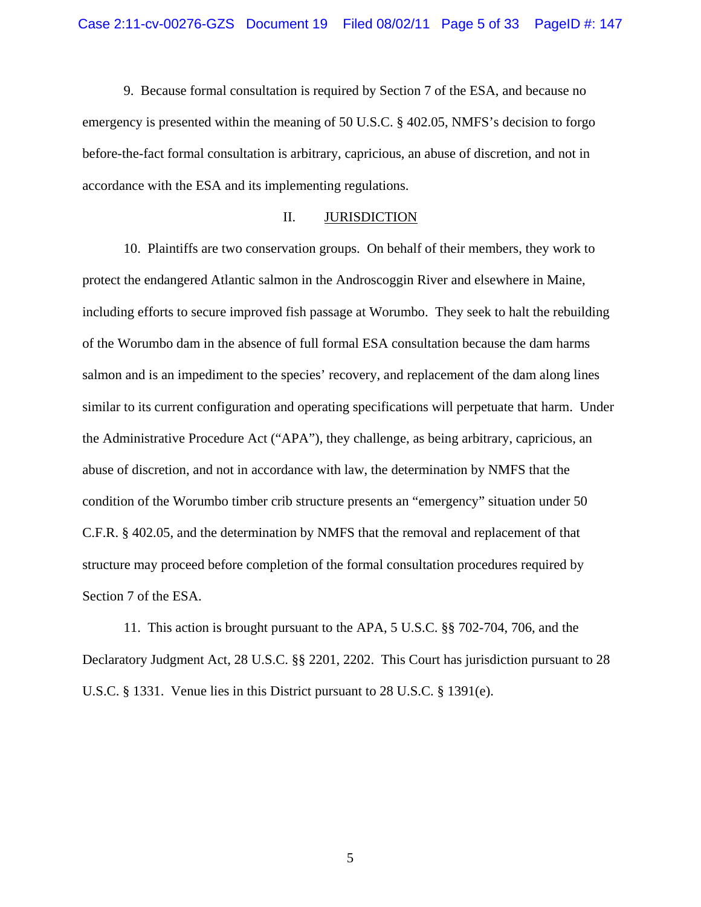9. Because formal consultation is required by Section 7 of the ESA, and because no emergency is presented within the meaning of 50 U.S.C. § 402.05, NMFS's decision to forgo before-the-fact formal consultation is arbitrary, capricious, an abuse of discretion, and not in accordance with the ESA and its implementing regulations.

## II. JURISDICTION

10. Plaintiffs are two conservation groups. On behalf of their members, they work to protect the endangered Atlantic salmon in the Androscoggin River and elsewhere in Maine, including efforts to secure improved fish passage at Worumbo. They seek to halt the rebuilding of the Worumbo dam in the absence of full formal ESA consultation because the dam harms salmon and is an impediment to the species' recovery, and replacement of the dam along lines similar to its current configuration and operating specifications will perpetuate that harm. Under the Administrative Procedure Act ("APA"), they challenge, as being arbitrary, capricious, an abuse of discretion, and not in accordance with law, the determination by NMFS that the condition of the Worumbo timber crib structure presents an "emergency" situation under 50 C.F.R. § 402.05, and the determination by NMFS that the removal and replacement of that structure may proceed before completion of the formal consultation procedures required by Section 7 of the ESA.

11. This action is brought pursuant to the APA, 5 U.S.C. §§ 702-704, 706, and the Declaratory Judgment Act, 28 U.S.C. §§ 2201, 2202. This Court has jurisdiction pursuant to 28 U.S.C. § 1331. Venue lies in this District pursuant to 28 U.S.C. § 1391(e).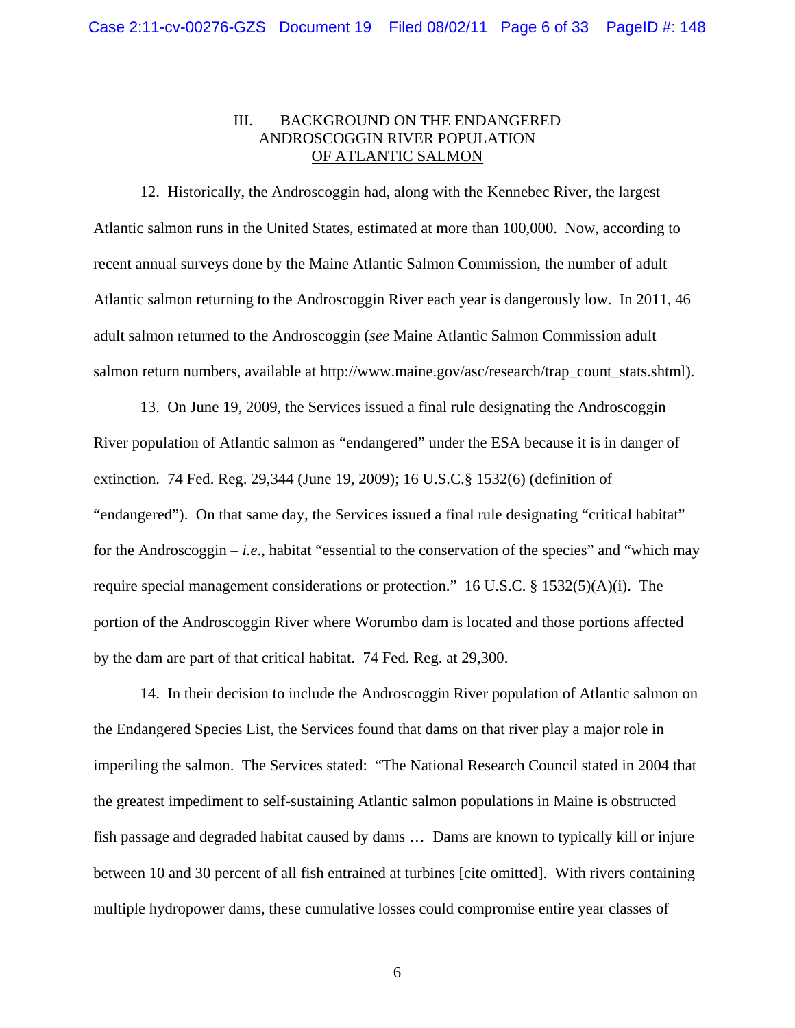## III. BACKGROUND ON THE ENDANGERED ANDROSCOGGIN RIVER POPULATION OF ATLANTIC SALMON

12. Historically, the Androscoggin had, along with the Kennebec River, the largest Atlantic salmon runs in the United States, estimated at more than 100,000. Now, according to recent annual surveys done by the Maine Atlantic Salmon Commission, the number of adult Atlantic salmon returning to the Androscoggin River each year is dangerously low. In 2011, 46 adult salmon returned to the Androscoggin (*see* Maine Atlantic Salmon Commission adult salmon return numbers, available at http://www.maine.gov/asc/research/trap_count_stats.shtml).

13. On June 19, 2009, the Services issued a final rule designating the Androscoggin River population of Atlantic salmon as "endangered" under the ESA because it is in danger of extinction. 74 Fed. Reg. 29,344 (June 19, 2009); 16 U.S.C.§ 1532(6) (definition of "endangered"). On that same day, the Services issued a final rule designating "critical habitat" for the Androscoggin – *i.e*., habitat "essential to the conservation of the species" and "which may require special management considerations or protection." 16 U.S.C. § 1532(5)(A)(i). The portion of the Androscoggin River where Worumbo dam is located and those portions affected by the dam are part of that critical habitat. 74 Fed. Reg. at 29,300.

14. In their decision to include the Androscoggin River population of Atlantic salmon on the Endangered Species List, the Services found that dams on that river play a major role in imperiling the salmon. The Services stated: "The National Research Council stated in 2004 that the greatest impediment to self-sustaining Atlantic salmon populations in Maine is obstructed fish passage and degraded habitat caused by dams … Dams are known to typically kill or injure between 10 and 30 percent of all fish entrained at turbines [cite omitted]. With rivers containing multiple hydropower dams, these cumulative losses could compromise entire year classes of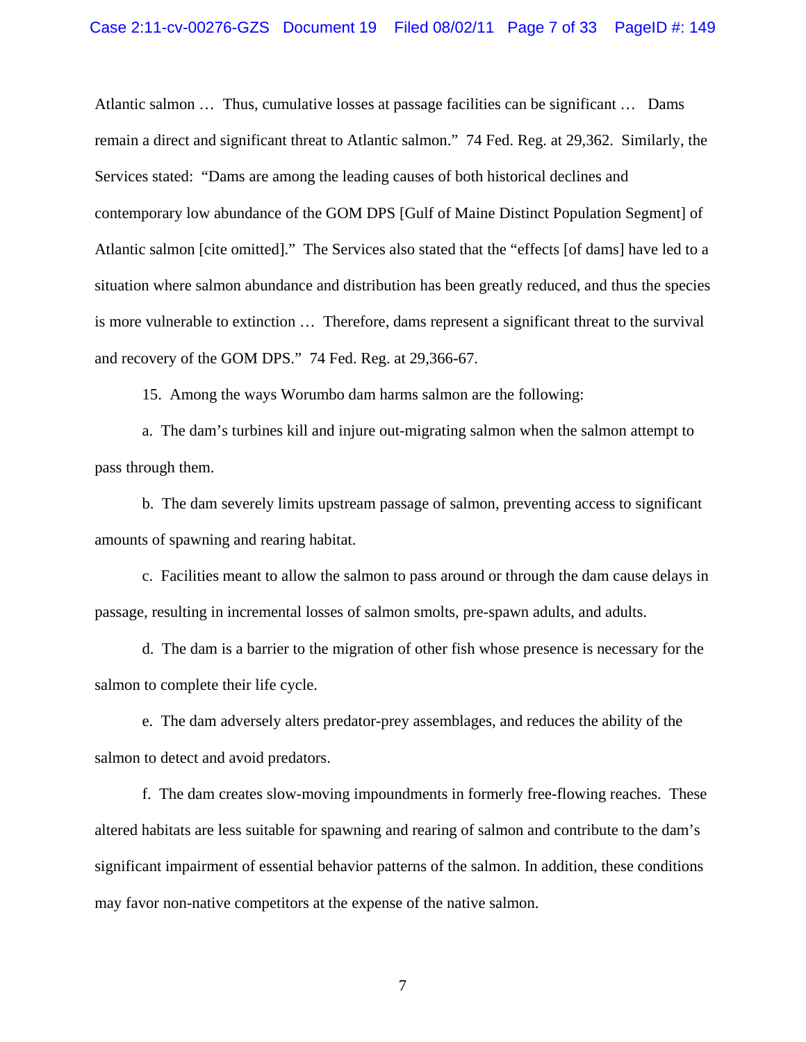Atlantic salmon … Thus, cumulative losses at passage facilities can be significant … Dams remain a direct and significant threat to Atlantic salmon." 74 Fed. Reg. at 29,362. Similarly, the Services stated: "Dams are among the leading causes of both historical declines and contemporary low abundance of the GOM DPS [Gulf of Maine Distinct Population Segment] of Atlantic salmon [cite omitted]." The Services also stated that the "effects [of dams] have led to a situation where salmon abundance and distribution has been greatly reduced, and thus the species is more vulnerable to extinction … Therefore, dams represent a significant threat to the survival and recovery of the GOM DPS." 74 Fed. Reg. at 29,366-67.

15. Among the ways Worumbo dam harms salmon are the following:

a. The dam's turbines kill and injure out-migrating salmon when the salmon attempt to pass through them.

b. The dam severely limits upstream passage of salmon, preventing access to significant amounts of spawning and rearing habitat.

c. Facilities meant to allow the salmon to pass around or through the dam cause delays in passage, resulting in incremental losses of salmon smolts, pre-spawn adults, and adults.

d. The dam is a barrier to the migration of other fish whose presence is necessary for the salmon to complete their life cycle.

e. The dam adversely alters predator-prey assemblages, and reduces the ability of the salmon to detect and avoid predators.

f. The dam creates slow-moving impoundments in formerly free-flowing reaches. These altered habitats are less suitable for spawning and rearing of salmon and contribute to the dam's significant impairment of essential behavior patterns of the salmon. In addition, these conditions may favor non-native competitors at the expense of the native salmon.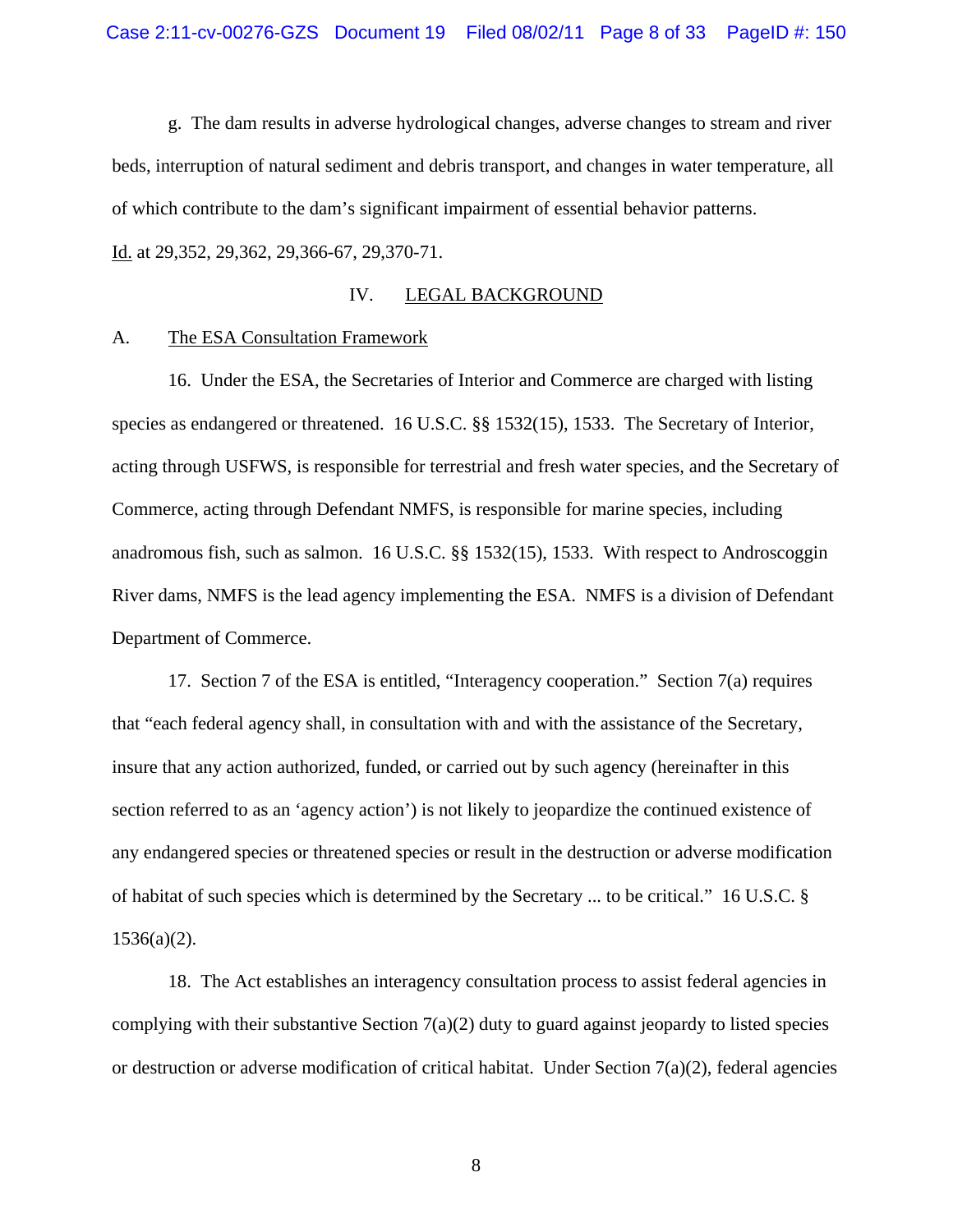g. The dam results in adverse hydrological changes, adverse changes to stream and river beds, interruption of natural sediment and debris transport, and changes in water temperature, all of which contribute to the dam's significant impairment of essential behavior patterns.

Id. at 29,352, 29,362, 29,366-67, 29,370-71.

## IV. LEGAL BACKGROUND

### A. The ESA Consultation Framework

16. Under the ESA, the Secretaries of Interior and Commerce are charged with listing species as endangered or threatened. 16 U.S.C. §§ 1532(15), 1533. The Secretary of Interior, acting through USFWS, is responsible for terrestrial and fresh water species, and the Secretary of Commerce, acting through Defendant NMFS, is responsible for marine species, including anadromous fish, such as salmon. 16 U.S.C. §§ 1532(15), 1533. With respect to Androscoggin River dams, NMFS is the lead agency implementing the ESA. NMFS is a division of Defendant Department of Commerce.

17. Section 7 of the ESA is entitled, "Interagency cooperation." Section 7(a) requires that "each federal agency shall, in consultation with and with the assistance of the Secretary, insure that any action authorized, funded, or carried out by such agency (hereinafter in this section referred to as an 'agency action') is not likely to jeopardize the continued existence of any endangered species or threatened species or result in the destruction or adverse modification of habitat of such species which is determined by the Secretary ... to be critical." 16 U.S.C. § 1536(a)(2).

18. The Act establishes an interagency consultation process to assist federal agencies in complying with their substantive Section 7(a)(2) duty to guard against jeopardy to listed species or destruction or adverse modification of critical habitat. Under Section 7(a)(2), federal agencies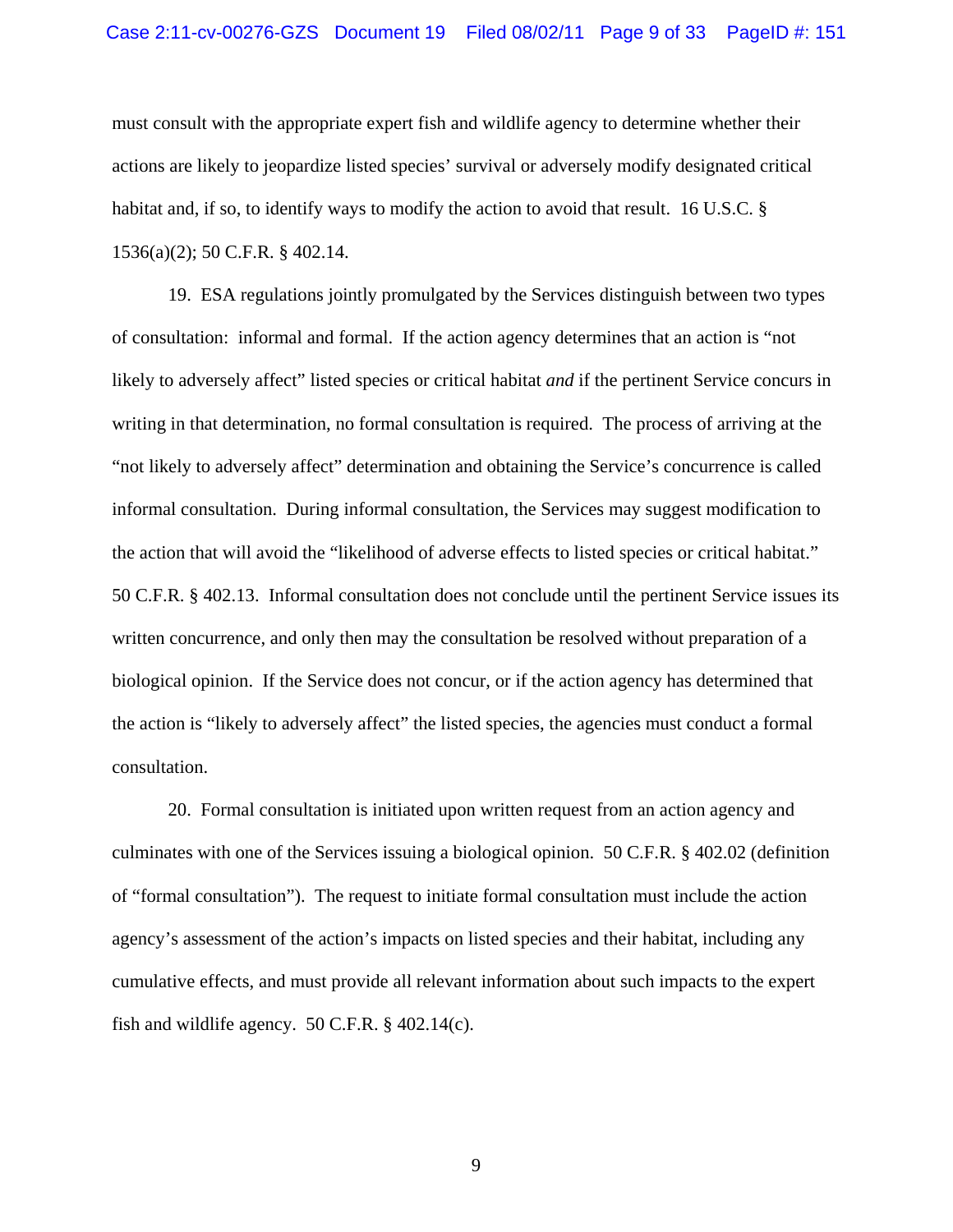must consult with the appropriate expert fish and wildlife agency to determine whether their actions are likely to jeopardize listed species' survival or adversely modify designated critical habitat and, if so, to identify ways to modify the action to avoid that result. 16 U.S.C. § 1536(a)(2); 50 C.F.R. § 402.14.

19. ESA regulations jointly promulgated by the Services distinguish between two types of consultation: informal and formal. If the action agency determines that an action is "not likely to adversely affect" listed species or critical habitat *and* if the pertinent Service concurs in writing in that determination, no formal consultation is required. The process of arriving at the "not likely to adversely affect" determination and obtaining the Service's concurrence is called informal consultation. During informal consultation, the Services may suggest modification to the action that will avoid the "likelihood of adverse effects to listed species or critical habitat." 50 C.F.R. § 402.13. Informal consultation does not conclude until the pertinent Service issues its written concurrence, and only then may the consultation be resolved without preparation of a biological opinion. If the Service does not concur, or if the action agency has determined that the action is "likely to adversely affect" the listed species, the agencies must conduct a formal consultation.

20. Formal consultation is initiated upon written request from an action agency and culminates with one of the Services issuing a biological opinion. 50 C.F.R. § 402.02 (definition of "formal consultation"). The request to initiate formal consultation must include the action agency's assessment of the action's impacts on listed species and their habitat, including any cumulative effects, and must provide all relevant information about such impacts to the expert fish and wildlife agency. 50 C.F.R. § 402.14(c).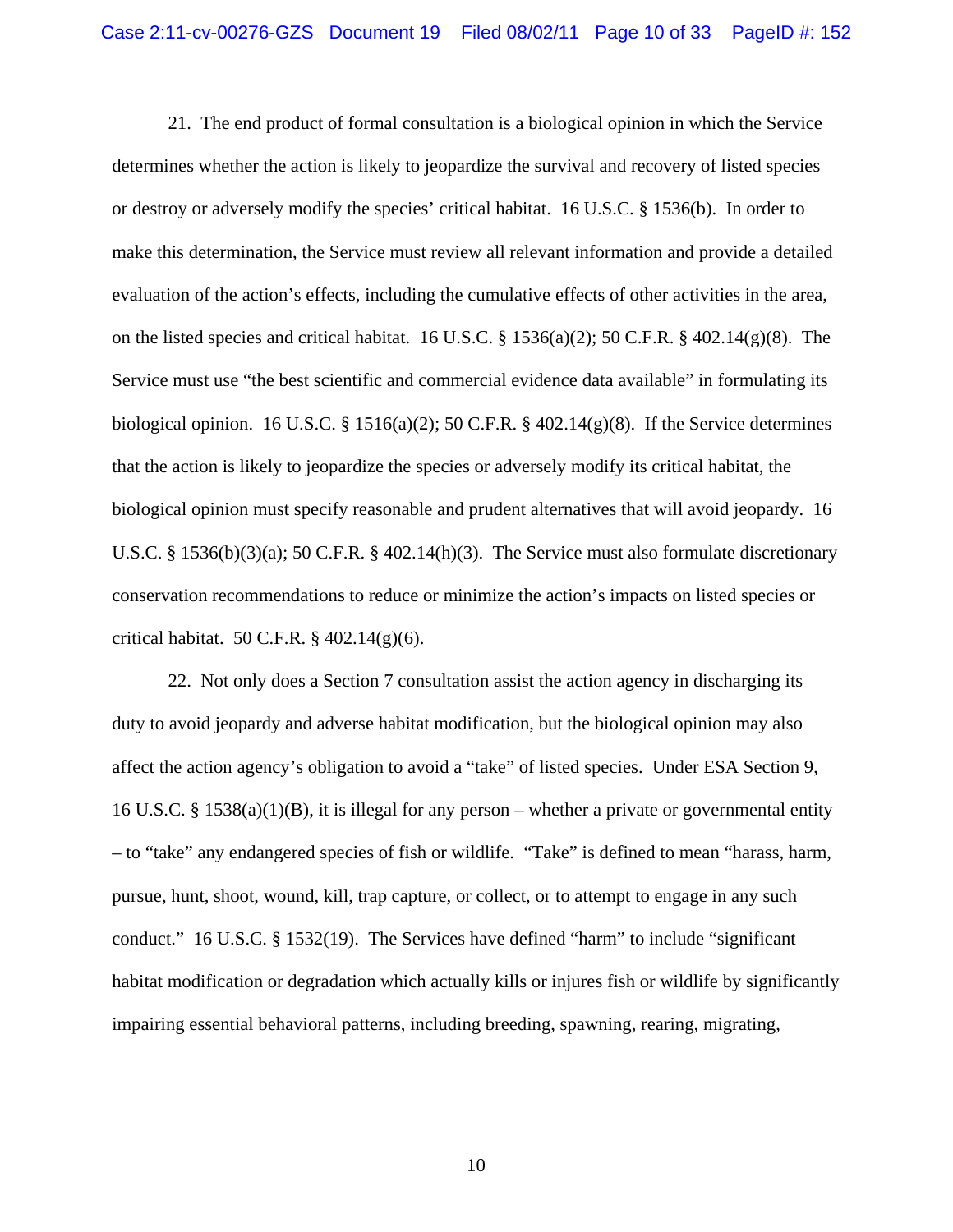21. The end product of formal consultation is a biological opinion in which the Service determines whether the action is likely to jeopardize the survival and recovery of listed species or destroy or adversely modify the species' critical habitat. 16 U.S.C. § 1536(b). In order to make this determination, the Service must review all relevant information and provide a detailed evaluation of the action's effects, including the cumulative effects of other activities in the area, on the listed species and critical habitat. 16 U.S.C. § 1536(a)(2); 50 C.F.R. § 402.14(g)(8). The Service must use "the best scientific and commercial evidence data available" in formulating its biological opinion. 16 U.S.C. § 1516(a)(2); 50 C.F.R. § 402.14(g)(8). If the Service determines that the action is likely to jeopardize the species or adversely modify its critical habitat, the biological opinion must specify reasonable and prudent alternatives that will avoid jeopardy. 16 U.S.C. § 1536(b)(3)(a); 50 C.F.R. § 402.14(h)(3). The Service must also formulate discretionary conservation recommendations to reduce or minimize the action's impacts on listed species or critical habitat. 50 C.F.R. § 402.14(g)(6).

22. Not only does a Section 7 consultation assist the action agency in discharging its duty to avoid jeopardy and adverse habitat modification, but the biological opinion may also affect the action agency's obligation to avoid a "take" of listed species. Under ESA Section 9, 16 U.S.C. § 1538(a)(1)(B), it is illegal for any person – whether a private or governmental entity – to "take" any endangered species of fish or wildlife. "Take" is defined to mean "harass, harm, pursue, hunt, shoot, wound, kill, trap capture, or collect, or to attempt to engage in any such conduct." 16 U.S.C. § 1532(19). The Services have defined "harm" to include "significant habitat modification or degradation which actually kills or injures fish or wildlife by significantly impairing essential behavioral patterns, including breeding, spawning, rearing, migrating,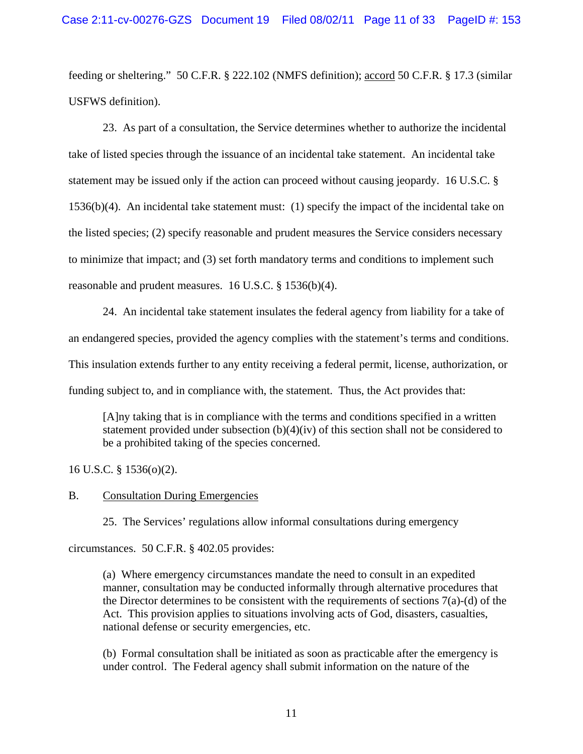feeding or sheltering." 50 C.F.R. § 222.102 (NMFS definition); accord 50 C.F.R. § 17.3 (similar USFWS definition).

23. As part of a consultation, the Service determines whether to authorize the incidental take of listed species through the issuance of an incidental take statement. An incidental take statement may be issued only if the action can proceed without causing jeopardy. 16 U.S.C. § 1536(b)(4). An incidental take statement must: (1) specify the impact of the incidental take on the listed species; (2) specify reasonable and prudent measures the Service considers necessary to minimize that impact; and (3) set forth mandatory terms and conditions to implement such reasonable and prudent measures. 16 U.S.C. § 1536(b)(4).

24. An incidental take statement insulates the federal agency from liability for a take of an endangered species, provided the agency complies with the statement's terms and conditions. This insulation extends further to any entity receiving a federal permit, license, authorization, or funding subject to, and in compliance with, the statement. Thus, the Act provides that:

> [A]ny taking that is in compliance with the terms and conditions specified in a written statement provided under subsection (b)(4)(iv) of this section shall not be considered to be a prohibited taking of the species concerned.

16 U.S.C. § 1536(o)(2).

B. Consultation During Emergencies

25. The Services' regulations allow informal consultations during emergency circumstances. 50 C.F.R. § 402.05 provides:

> (a) Where emergency circumstances mandate the need to consult in an expedited manner, consultation may be conducted informally through alternative procedures that the Director determines to be consistent with the requirements of sections 7(a)-(d) of the Act. This provision applies to situations involving acts of God, disasters, casualties, national defense or security emergencies, etc.
>
> (b) Formal consultation shall be initiated as soon as practicable after the emergency is under control. The Federal agency shall submit information on the nature of the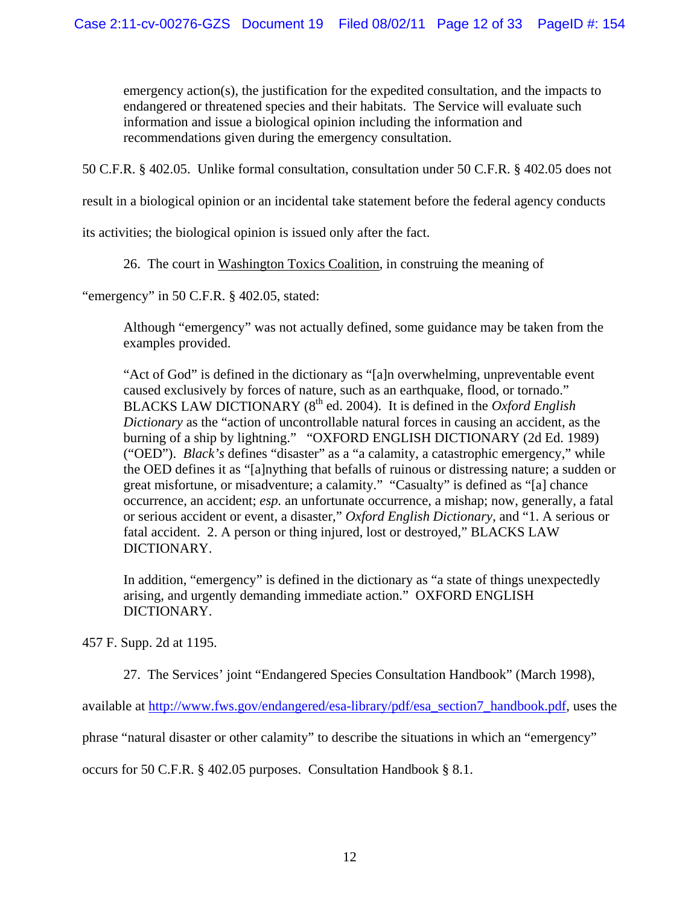> emergency action(s), the justification for the expedited consultation, and the impacts to endangered or threatened species and their habitats. The Service will evaluate such information and issue a biological opinion including the information and recommendations given during the emergency consultation.

50 C.F.R. § 402.05. Unlike formal consultation, consultation under 50 C.F.R. § 402.05 does not result in a biological opinion or an incidental take statement before the federal agency conducts its activities; the biological opinion is issued only after the fact.

26. The court in Washington Toxics Coalition, in construing the meaning of "emergency" in 50 C.F.R. § 402.05, stated:

> Although "emergency" was not actually defined, some guidance may be taken from the examples provided.
>
> "Act of God" is defined in the dictionary as "[a]n overwhelming, unpreventable event caused exclusively by forces of nature, such as an earthquake, flood, or tornado." BLACKS LAW DICTIONARY (8th ed. 2004). It is defined in the *Oxford English Dictionary* as the "action of uncontrollable natural forces in causing an accident, as the burning of a ship by lightning." "OXFORD ENGLISH DICTIONARY (2d Ed. 1989) ("OED"). *Black's* defines "disaster" as a "a calamity, a catastrophic emergency," while the OED defines it as "[a]nything that befalls of ruinous or distressing nature; a sudden or great misfortune, or misadventure; a calamity." "Casualty" is defined as "[a] chance occurrence, an accident; *esp.* an unfortunate occurrence, a mishap; now, generally, a fatal or serious accident or event, a disaster," *Oxford English Dictionary*, and "1. A serious or fatal accident. 2. A person or thing injured, lost or destroyed," BLACKS LAW DICTIONARY.
>
> In addition, "emergency" is defined in the dictionary as "a state of things unexpectedly arising, and urgently demanding immediate action." OXFORD ENGLISH DICTIONARY.

457 F. Supp. 2d at 1195.

27. The Services' joint "Endangered Species Consultation Handbook" (March 1998), available at http://www.fws.gov/endangered/esa-library/pdf/esa_section7_handbook.pdf, uses the phrase "natural disaster or other calamity" to describe the situations in which an "emergency" occurs for 50 C.F.R. § 402.05 purposes. Consultation Handbook § 8.1.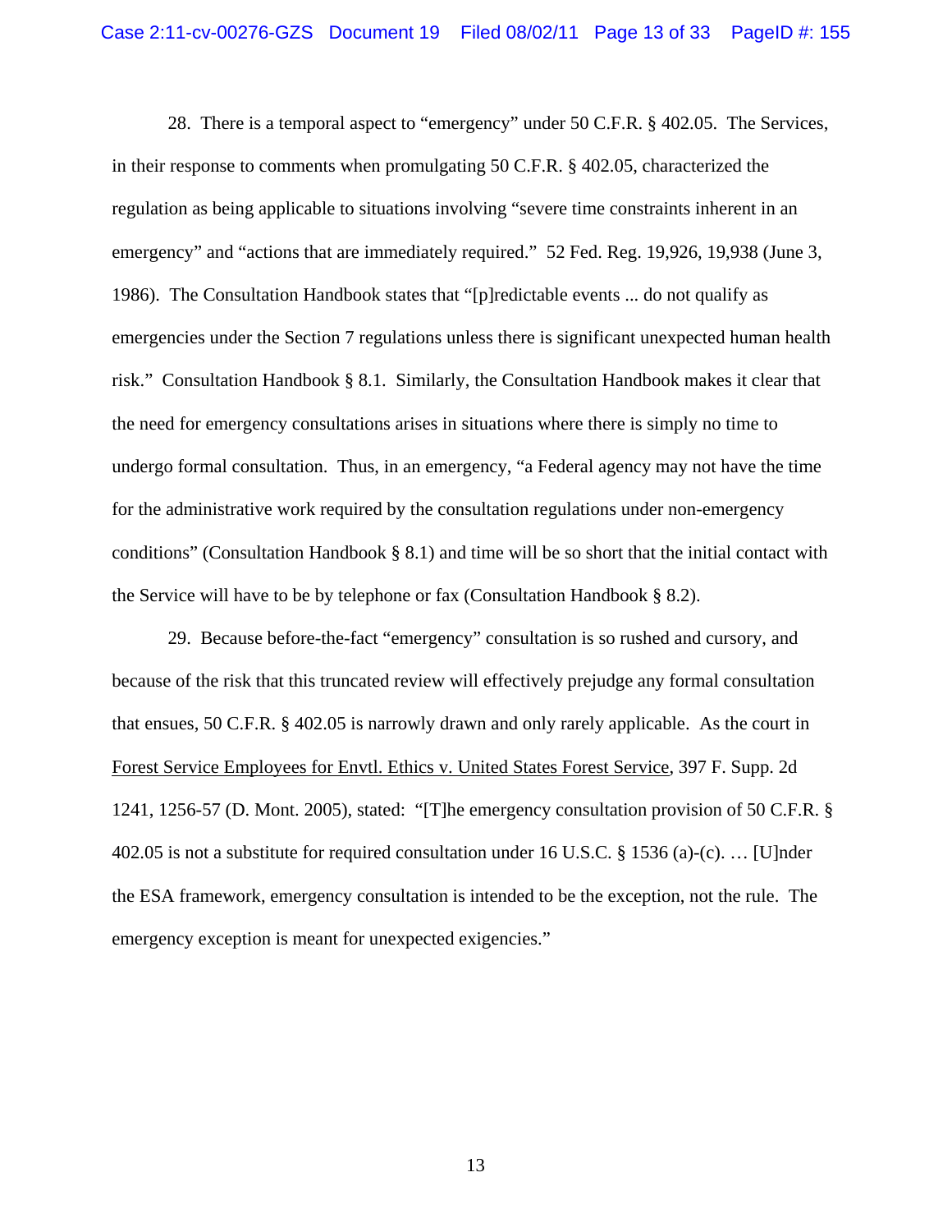28. There is a temporal aspect to "emergency" under 50 C.F.R. § 402.05. The Services, in their response to comments when promulgating 50 C.F.R. § 402.05, characterized the regulation as being applicable to situations involving "severe time constraints inherent in an emergency" and "actions that are immediately required." 52 Fed. Reg. 19,926, 19,938 (June 3, 1986). The Consultation Handbook states that "[p]redictable events ... do not qualify as emergencies under the Section 7 regulations unless there is significant unexpected human health risk." Consultation Handbook § 8.1. Similarly, the Consultation Handbook makes it clear that the need for emergency consultations arises in situations where there is simply no time to undergo formal consultation. Thus, in an emergency, "a Federal agency may not have the time for the administrative work required by the consultation regulations under non-emergency conditions" (Consultation Handbook § 8.1) and time will be so short that the initial contact with the Service will have to be by telephone or fax (Consultation Handbook § 8.2).

29. Because before-the-fact "emergency" consultation is so rushed and cursory, and because of the risk that this truncated review will effectively prejudge any formal consultation that ensues, 50 C.F.R. § 402.05 is narrowly drawn and only rarely applicable. As the court in Forest Service Employees for Envtl. Ethics v. United States Forest Service, 397 F. Supp. 2d 1241, 1256-57 (D. Mont. 2005), stated: "[T]he emergency consultation provision of 50 C.F.R. § 402.05 is not a substitute for required consultation under 16 U.S.C. § 1536 (a)-(c). … [U]nder the ESA framework, emergency consultation is intended to be the exception, not the rule. The emergency exception is meant for unexpected exigencies."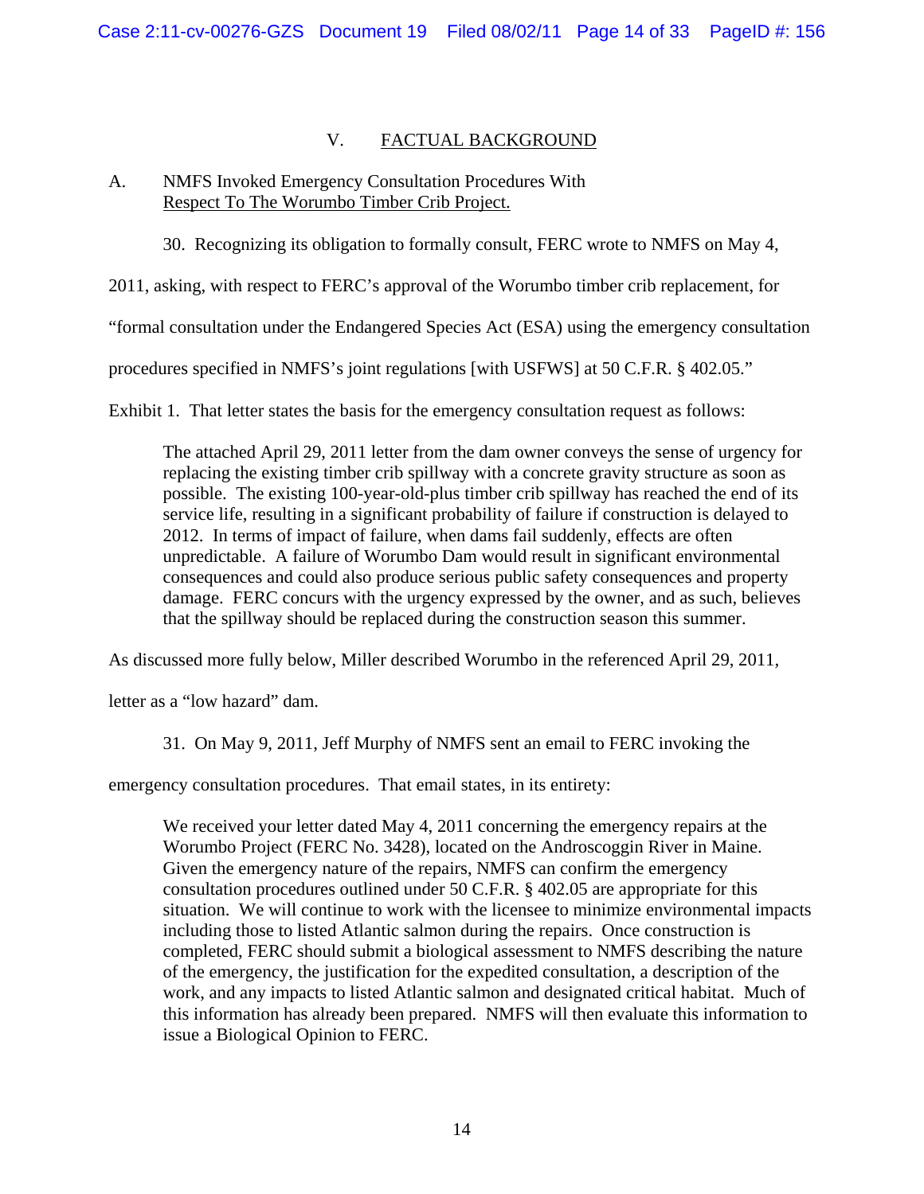## V. FACTUAL BACKGROUND

### A. NMFS Invoked Emergency Consultation Procedures With Respect To The Worumbo Timber Crib Project.

30. Recognizing its obligation to formally consult, FERC wrote to NMFS on May 4, 2011, asking, with respect to FERC's approval of the Worumbo timber crib replacement, for "formal consultation under the Endangered Species Act (ESA) using the emergency consultation procedures specified in NMFS's joint regulations [with USFWS] at 50 C.F.R. § 402.05." Exhibit 1. That letter states the basis for the emergency consultation request as follows:

> The attached April 29, 2011 letter from the dam owner conveys the sense of urgency for replacing the existing timber crib spillway with a concrete gravity structure as soon as possible. The existing 100-year-old-plus timber crib spillway has reached the end of its service life, resulting in a significant probability of failure if construction is delayed to 2012. In terms of impact of failure, when dams fail suddenly, effects are often unpredictable. A failure of Worumbo Dam would result in significant environmental consequences and could also produce serious public safety consequences and property damage. FERC concurs with the urgency expressed by the owner, and as such, believes that the spillway should be replaced during the construction season this summer.

As discussed more fully below, Miller described Worumbo in the referenced April 29, 2011, letter as a "low hazard" dam.

31. On May 9, 2011, Jeff Murphy of NMFS sent an email to FERC invoking the emergency consultation procedures. That email states, in its entirety:

> We received your letter dated May 4, 2011 concerning the emergency repairs at the Worumbo Project (FERC No. 3428), located on the Androscoggin River in Maine. Given the emergency nature of the repairs, NMFS can confirm the emergency consultation procedures outlined under 50 C.F.R. § 402.05 are appropriate for this situation. We will continue to work with the licensee to minimize environmental impacts including those to listed Atlantic salmon during the repairs. Once construction is completed, FERC should submit a biological assessment to NMFS describing the nature of the emergency, the justification for the expedited consultation, a description of the work, and any impacts to listed Atlantic salmon and designated critical habitat. Much of this information has already been prepared. NMFS will then evaluate this information to issue a Biological Opinion to FERC.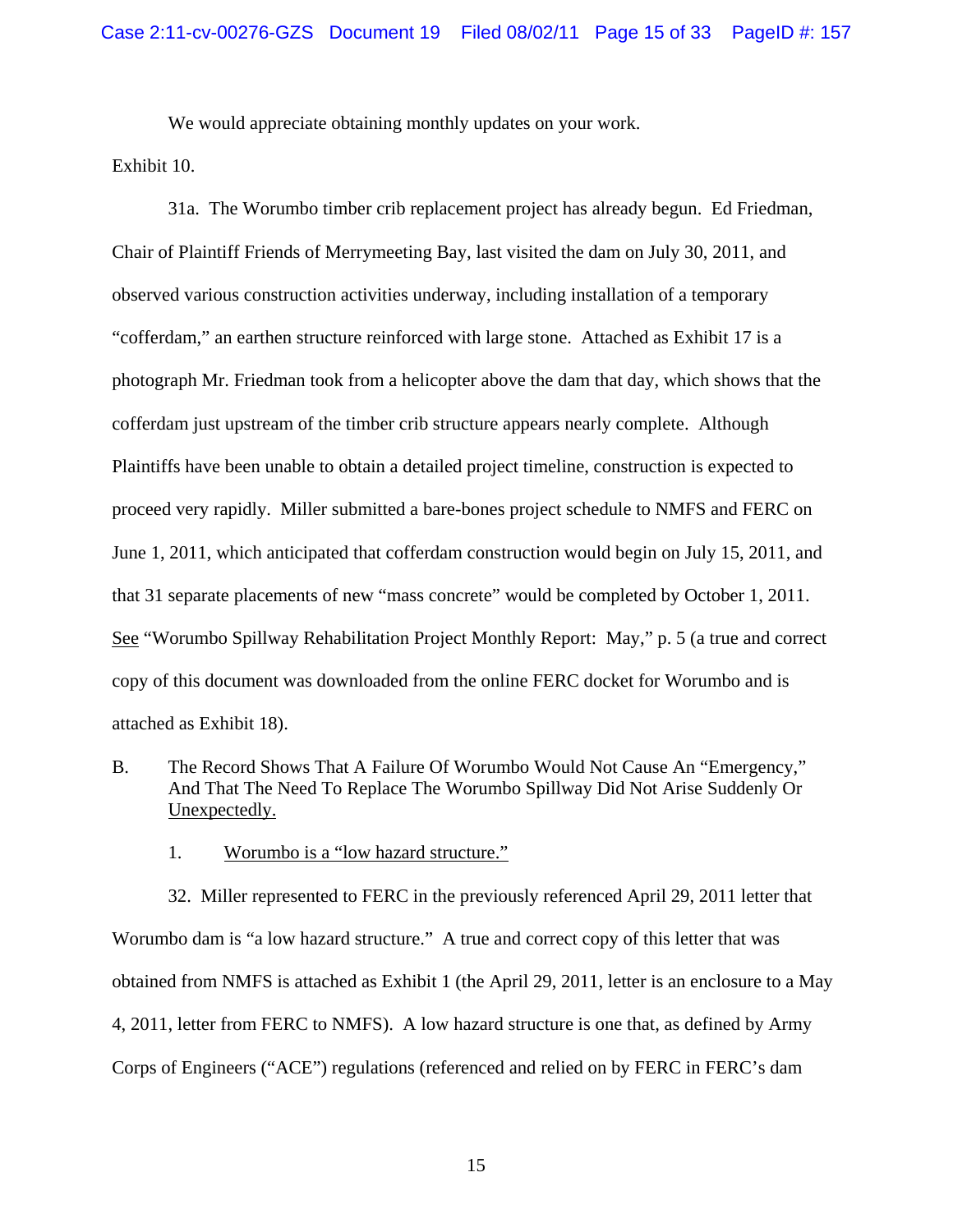We would appreciate obtaining monthly updates on your work.

Exhibit 10.

31a. The Worumbo timber crib replacement project has already begun. Ed Friedman, Chair of Plaintiff Friends of Merrymeeting Bay, last visited the dam on July 30, 2011, and observed various construction activities underway, including installation of a temporary "cofferdam," an earthen structure reinforced with large stone. Attached as Exhibit 17 is a photograph Mr. Friedman took from a helicopter above the dam that day, which shows that the cofferdam just upstream of the timber crib structure appears nearly complete. Although Plaintiffs have been unable to obtain a detailed project timeline, construction is expected to proceed very rapidly. Miller submitted a bare-bones project schedule to NMFS and FERC on June 1, 2011, which anticipated that cofferdam construction would begin on July 15, 2011, and that 31 separate placements of new "mass concrete" would be completed by October 1, 2011. See "Worumbo Spillway Rehabilitation Project Monthly Report: May," p. 5 (a true and correct copy of this document was downloaded from the online FERC docket for Worumbo and is attached as Exhibit 18).

## B. The Record Shows That A Failure Of Worumbo Would Not Cause An "Emergency," And That The Need To Replace The Worumbo Spillway Did Not Arise Suddenly Or Unexpectedly.

### 1. Worumbo is a "low hazard structure."

32. Miller represented to FERC in the previously referenced April 29, 2011 letter that Worumbo dam is "a low hazard structure." A true and correct copy of this letter that was obtained from NMFS is attached as Exhibit 1 (the April 29, 2011, letter is an enclosure to a May 4, 2011, letter from FERC to NMFS). A low hazard structure is one that, as defined by Army Corps of Engineers ("ACE") regulations (referenced and relied on by FERC in FERC's dam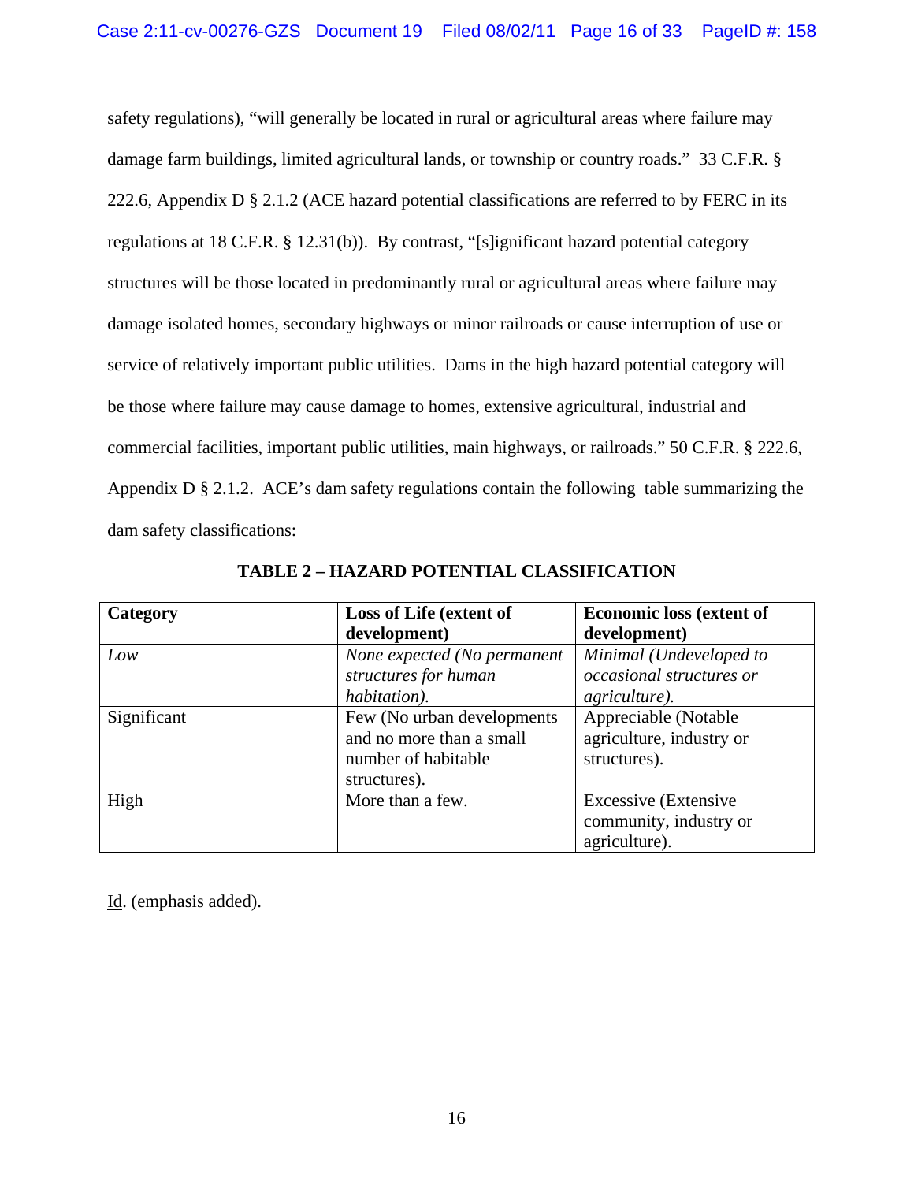safety regulations), "will generally be located in rural or agricultural areas where failure may damage farm buildings, limited agricultural lands, or township or country roads." 33 C.F.R. § 222.6, Appendix D § 2.1.2 (ACE hazard potential classifications are referred to by FERC in its regulations at 18 C.F.R. § 12.31(b)). By contrast, "[s]ignificant hazard potential category structures will be those located in predominantly rural or agricultural areas where failure may damage isolated homes, secondary highways or minor railroads or cause interruption of use or service of relatively important public utilities. Dams in the high hazard potential category will be those where failure may cause damage to homes, extensive agricultural, industrial and commercial facilities, important public utilities, main highways, or railroads." 50 C.F.R. § 222.6, Appendix D § 2.1.2. ACE's dam safety regulations contain the following table summarizing the dam safety classifications:

**TABLE 2 – HAZARD POTENTIAL CLASSIFICATION**

| **Category** | **Loss of Life (extent of development)** | **Economic loss (extent of development)** |
|---|---|---|
| *Low* | *None expected (No permanent structures for human habitation).* | *Minimal (Undeveloped to occasional structures or agriculture).* |
| Significant | Few (No urban developments and no more than a small number of habitable structures). | Appreciable (Notable agriculture, industry or structures). |
| High | More than a few. | Excessive (Extensive community, industry or agriculture). |

Id. (emphasis added).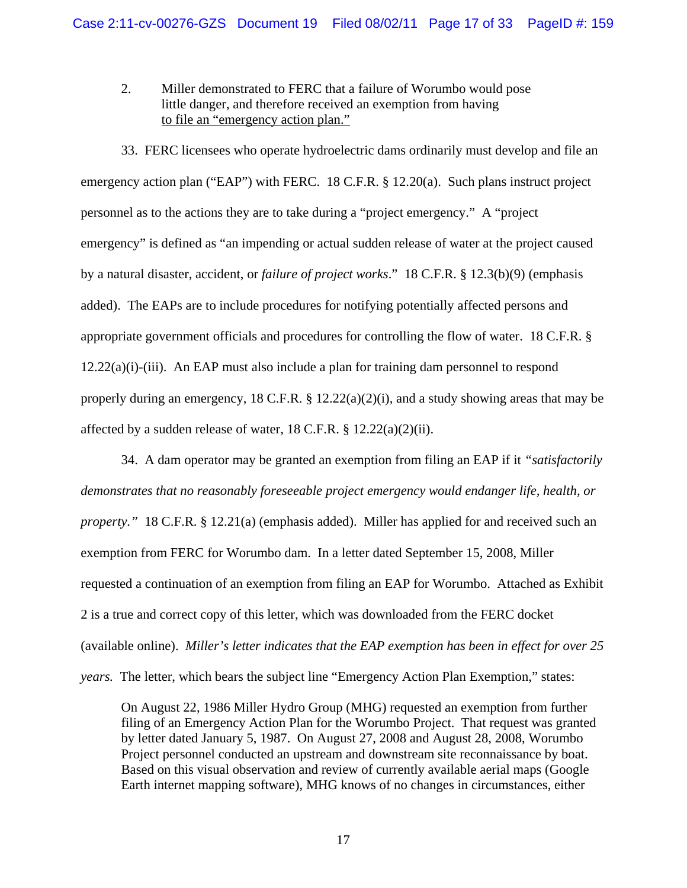2. <u>Miller demonstrated to FERC that a failure of Worumbo would pose little danger, and therefore received an exemption from having to file an "emergency action plan."</u>

33. FERC licensees who operate hydroelectric dams ordinarily must develop and file an emergency action plan ("EAP") with FERC. 18 C.F.R. § 12.20(a). Such plans instruct project personnel as to the actions they are to take during a "project emergency." A "project emergency" is defined as "an impending or actual sudden release of water at the project caused by a natural disaster, accident, or *failure of project works*." 18 C.F.R. § 12.3(b)(9) (emphasis added). The EAPs are to include procedures for notifying potentially affected persons and appropriate government officials and procedures for controlling the flow of water. 18 C.F.R. § 12.22(a)(i)-(iii). An EAP must also include a plan for training dam personnel to respond properly during an emergency, 18 C.F.R. § 12.22(a)(2)(i), and a study showing areas that may be affected by a sudden release of water, 18 C.F.R. § 12.22(a)(2)(ii).

34. A dam operator may be granted an exemption from filing an EAP if it *"satisfactorily demonstrates that no reasonably foreseeable project emergency would endanger life, health, or property."* 18 C.F.R. § 12.21(a) (emphasis added). Miller has applied for and received such an exemption from FERC for Worumbo dam. In a letter dated September 15, 2008, Miller requested a continuation of an exemption from filing an EAP for Worumbo. Attached as Exhibit 2 is a true and correct copy of this letter, which was downloaded from the FERC docket (available online). *Miller's letter indicates that the EAP exemption has been in effect for over 25 years.* The letter, which bears the subject line "Emergency Action Plan Exemption," states:

> On August 22, 1986 Miller Hydro Group (MHG) requested an exemption from further filing of an Emergency Action Plan for the Worumbo Project. That request was granted by letter dated January 5, 1987. On August 27, 2008 and August 28, 2008, Worumbo Project personnel conducted an upstream and downstream site reconnaissance by boat. Based on this visual observation and review of currently available aerial maps (Google Earth internet mapping software), MHG knows of no changes in circumstances, either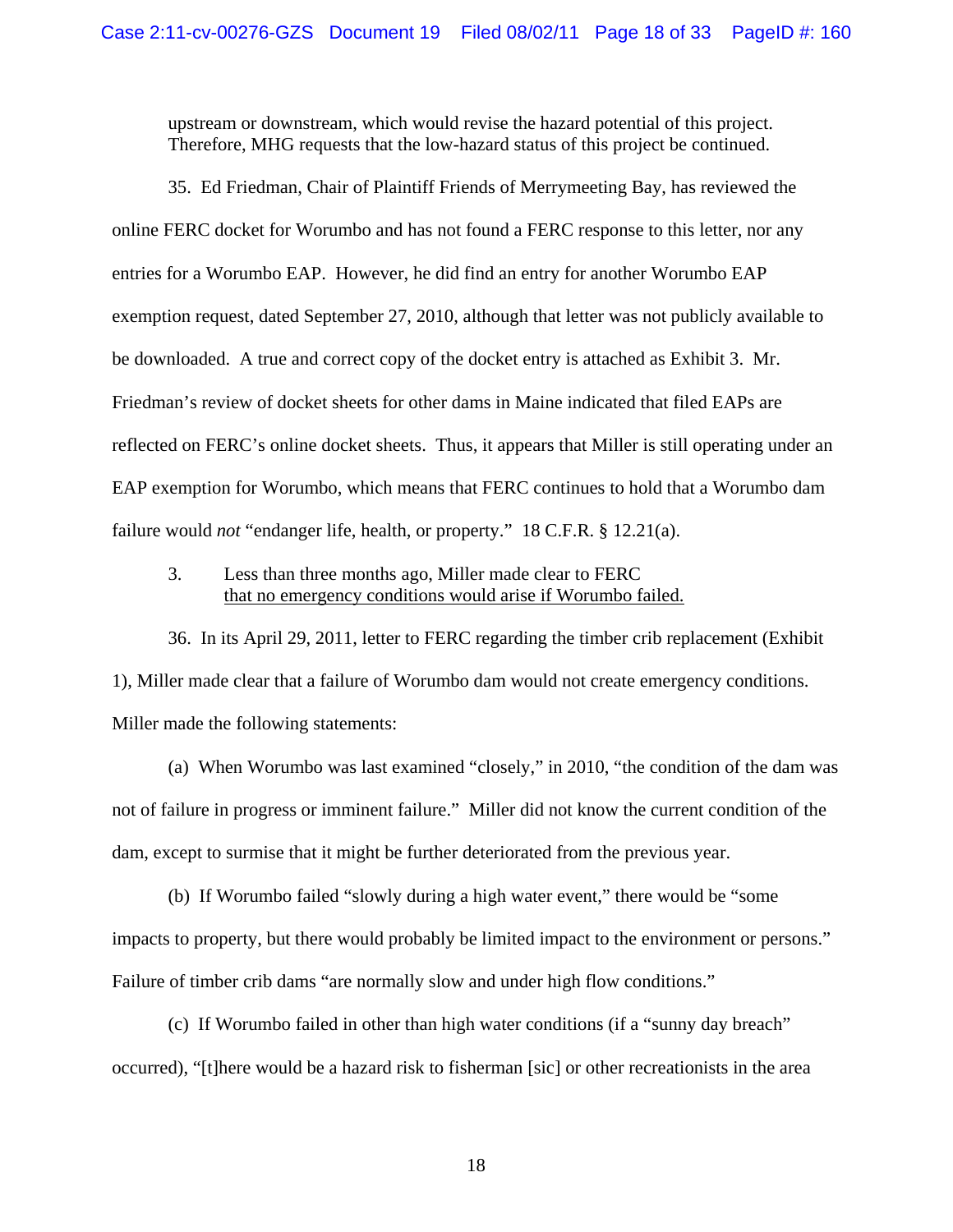upstream or downstream, which would revise the hazard potential of this project. Therefore, MHG requests that the low-hazard status of this project be continued.

35. Ed Friedman, Chair of Plaintiff Friends of Merrymeeting Bay, has reviewed the online FERC docket for Worumbo and has not found a FERC response to this letter, nor any entries for a Worumbo EAP. However, he did find an entry for another Worumbo EAP exemption request, dated September 27, 2010, although that letter was not publicly available to be downloaded. A true and correct copy of the docket entry is attached as Exhibit 3. Mr. Friedman's review of docket sheets for other dams in Maine indicated that filed EAPs are reflected on FERC's online docket sheets. Thus, it appears that Miller is still operating under an EAP exemption for Worumbo, which means that FERC continues to hold that a Worumbo dam failure would *not* "endanger life, health, or property." 18 C.F.R. § 12.21(a).

3. Less than three months ago, Miller made clear to FERC <u>that no emergency conditions would arise if Worumbo failed.</u>

36. In its April 29, 2011, letter to FERC regarding the timber crib replacement (Exhibit 1), Miller made clear that a failure of Worumbo dam would not create emergency conditions. Miller made the following statements:

(a) When Worumbo was last examined "closely," in 2010, "the condition of the dam was not of failure in progress or imminent failure." Miller did not know the current condition of the dam, except to surmise that it might be further deteriorated from the previous year.

(b) If Worumbo failed "slowly during a high water event," there would be "some impacts to property, but there would probably be limited impact to the environment or persons." Failure of timber crib dams "are normally slow and under high flow conditions."

(c) If Worumbo failed in other than high water conditions (if a "sunny day breach" occurred), "[t]here would be a hazard risk to fisherman [sic] or other recreationists in the area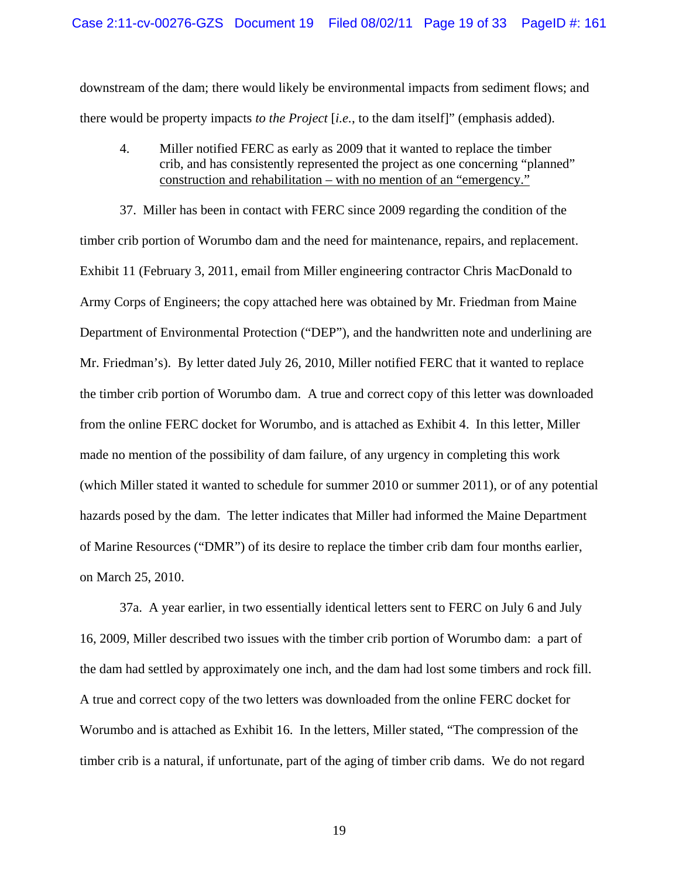downstream of the dam; there would likely be environmental impacts from sediment flows; and there would be property impacts *to the Project* [*i.e.*, to the dam itself]" (emphasis added).

4. Miller notified FERC as early as 2009 that it wanted to replace the timber crib, and has consistently represented the project as one concerning "planned" <u>construction and rehabilitation – with no mention of an "emergency."</u>

37. Miller has been in contact with FERC since 2009 regarding the condition of the timber crib portion of Worumbo dam and the need for maintenance, repairs, and replacement. Exhibit 11 (February 3, 2011, email from Miller engineering contractor Chris MacDonald to Army Corps of Engineers; the copy attached here was obtained by Mr. Friedman from Maine Department of Environmental Protection ("DEP"), and the handwritten note and underlining are Mr. Friedman's). By letter dated July 26, 2010, Miller notified FERC that it wanted to replace the timber crib portion of Worumbo dam. A true and correct copy of this letter was downloaded from the online FERC docket for Worumbo, and is attached as Exhibit 4. In this letter, Miller made no mention of the possibility of dam failure, of any urgency in completing this work (which Miller stated it wanted to schedule for summer 2010 or summer 2011), or of any potential hazards posed by the dam. The letter indicates that Miller had informed the Maine Department of Marine Resources ("DMR") of its desire to replace the timber crib dam four months earlier, on March 25, 2010.

37a. A year earlier, in two essentially identical letters sent to FERC on July 6 and July 16, 2009, Miller described two issues with the timber crib portion of Worumbo dam: a part of the dam had settled by approximately one inch, and the dam had lost some timbers and rock fill. A true and correct copy of the two letters was downloaded from the online FERC docket for Worumbo and is attached as Exhibit 16. In the letters, Miller stated, "The compression of the timber crib is a natural, if unfortunate, part of the aging of timber crib dams. We do not regard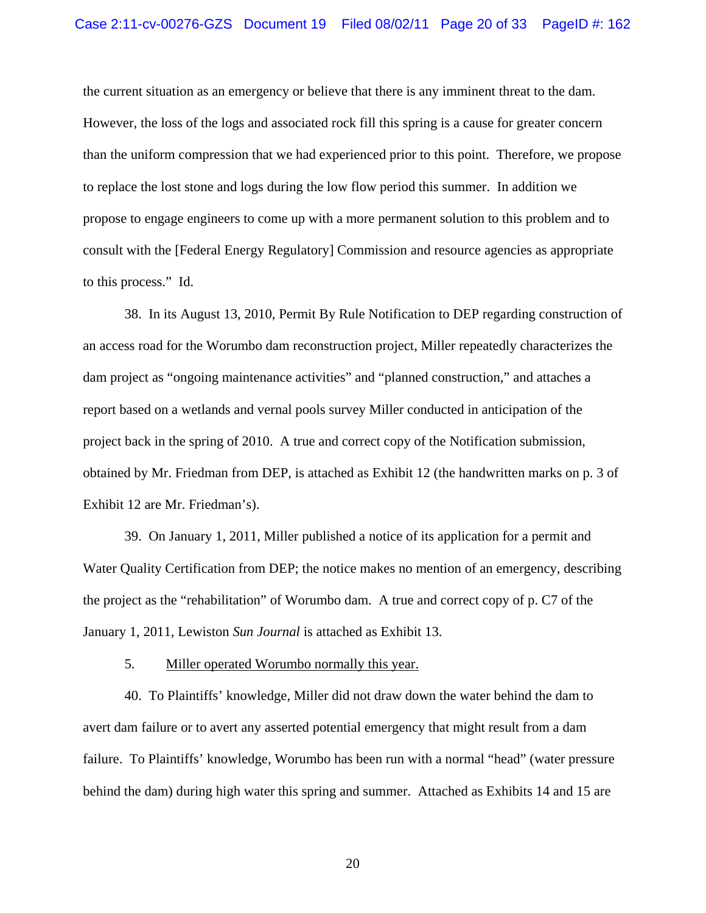the current situation as an emergency or believe that there is any imminent threat to the dam. However, the loss of the logs and associated rock fill this spring is a cause for greater concern than the uniform compression that we had experienced prior to this point. Therefore, we propose to replace the lost stone and logs during the low flow period this summer. In addition we propose to engage engineers to come up with a more permanent solution to this problem and to consult with the [Federal Energy Regulatory] Commission and resource agencies as appropriate to this process." Id.

38. In its August 13, 2010, Permit By Rule Notification to DEP regarding construction of an access road for the Worumbo dam reconstruction project, Miller repeatedly characterizes the dam project as "ongoing maintenance activities" and "planned construction," and attaches a report based on a wetlands and vernal pools survey Miller conducted in anticipation of the project back in the spring of 2010. A true and correct copy of the Notification submission, obtained by Mr. Friedman from DEP, is attached as Exhibit 12 (the handwritten marks on p. 3 of Exhibit 12 are Mr. Friedman's).

39. On January 1, 2011, Miller published a notice of its application for a permit and Water Quality Certification from DEP; the notice makes no mention of an emergency, describing the project as the "rehabilitation" of Worumbo dam. A true and correct copy of p. C7 of the January 1, 2011, Lewiston *Sun Journal* is attached as Exhibit 13.

5. <u>Miller operated Worumbo normally this year.</u>

40. To Plaintiffs' knowledge, Miller did not draw down the water behind the dam to avert dam failure or to avert any asserted potential emergency that might result from a dam failure. To Plaintiffs' knowledge, Worumbo has been run with a normal "head" (water pressure behind the dam) during high water this spring and summer. Attached as Exhibits 14 and 15 are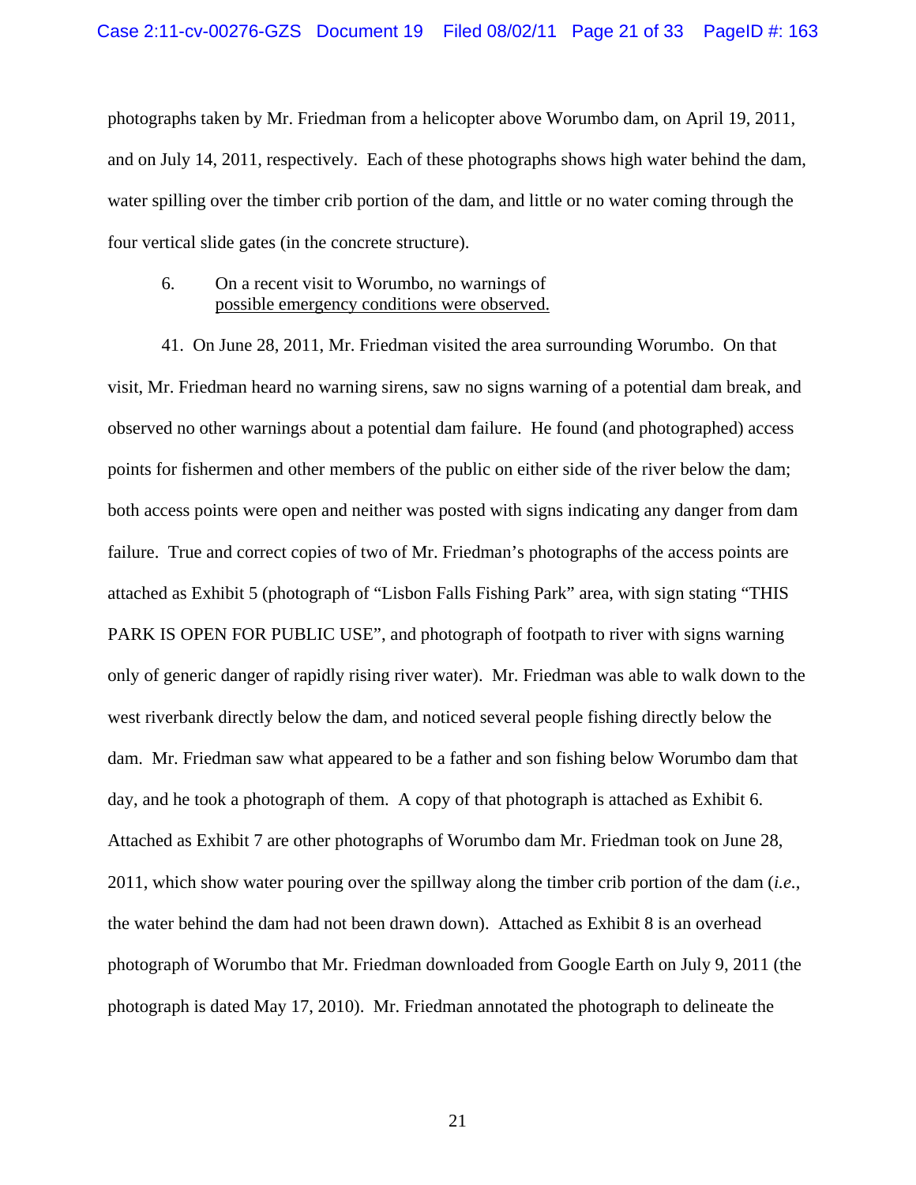photographs taken by Mr. Friedman from a helicopter above Worumbo dam, on April 19, 2011, and on July 14, 2011, respectively. Each of these photographs shows high water behind the dam, water spilling over the timber crib portion of the dam, and little or no water coming through the four vertical slide gates (in the concrete structure).

6. <u>On a recent visit to Worumbo, no warnings of possible emergency conditions were observed.</u>

41. On June 28, 2011, Mr. Friedman visited the area surrounding Worumbo. On that visit, Mr. Friedman heard no warning sirens, saw no signs warning of a potential dam break, and observed no other warnings about a potential dam failure. He found (and photographed) access points for fishermen and other members of the public on either side of the river below the dam; both access points were open and neither was posted with signs indicating any danger from dam failure. True and correct copies of two of Mr. Friedman's photographs of the access points are attached as Exhibit 5 (photograph of "Lisbon Falls Fishing Park" area, with sign stating "THIS PARK IS OPEN FOR PUBLIC USE", and photograph of footpath to river with signs warning only of generic danger of rapidly rising river water). Mr. Friedman was able to walk down to the west riverbank directly below the dam, and noticed several people fishing directly below the dam. Mr. Friedman saw what appeared to be a father and son fishing below Worumbo dam that day, and he took a photograph of them. A copy of that photograph is attached as Exhibit 6. Attached as Exhibit 7 are other photographs of Worumbo dam Mr. Friedman took on June 28, 2011, which show water pouring over the spillway along the timber crib portion of the dam (*i.e.*, the water behind the dam had not been drawn down). Attached as Exhibit 8 is an overhead photograph of Worumbo that Mr. Friedman downloaded from Google Earth on July 9, 2011 (the photograph is dated May 17, 2010). Mr. Friedman annotated the photograph to delineate the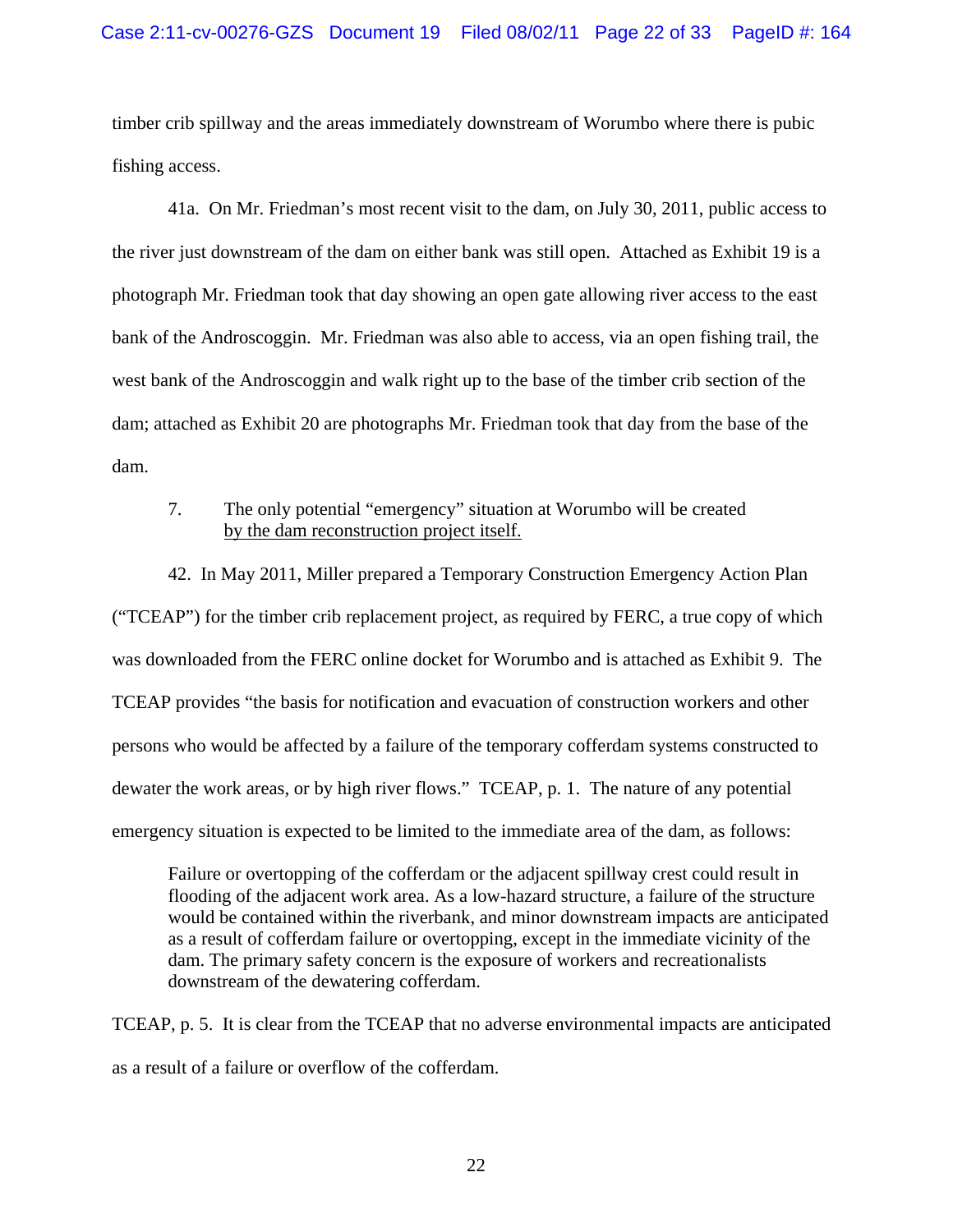timber crib spillway and the areas immediately downstream of Worumbo where there is pubic fishing access.

41a. On Mr. Friedman's most recent visit to the dam, on July 30, 2011, public access to the river just downstream of the dam on either bank was still open. Attached as Exhibit 19 is a photograph Mr. Friedman took that day showing an open gate allowing river access to the east bank of the Androscoggin. Mr. Friedman was also able to access, via an open fishing trail, the west bank of the Androscoggin and walk right up to the base of the timber crib section of the dam; attached as Exhibit 20 are photographs Mr. Friedman took that day from the base of the dam.

7. The only potential "emergency" situation at Worumbo will be created <u>by the dam reconstruction project itself.</u>

42. In May 2011, Miller prepared a Temporary Construction Emergency Action Plan ("TCEAP") for the timber crib replacement project, as required by FERC, a true copy of which was downloaded from the FERC online docket for Worumbo and is attached as Exhibit 9. The TCEAP provides "the basis for notification and evacuation of construction workers and other persons who would be affected by a failure of the temporary cofferdam systems constructed to dewater the work areas, or by high river flows." TCEAP, p. 1. The nature of any potential emergency situation is expected to be limited to the immediate area of the dam, as follows:

> Failure or overtopping of the cofferdam or the adjacent spillway crest could result in flooding of the adjacent work area. As a low-hazard structure, a failure of the structure would be contained within the riverbank, and minor downstream impacts are anticipated as a result of cofferdam failure or overtopping, except in the immediate vicinity of the dam. The primary safety concern is the exposure of workers and recreationalists downstream of the dewatering cofferdam.

TCEAP, p. 5. It is clear from the TCEAP that no adverse environmental impacts are anticipated as a result of a failure or overflow of the cofferdam.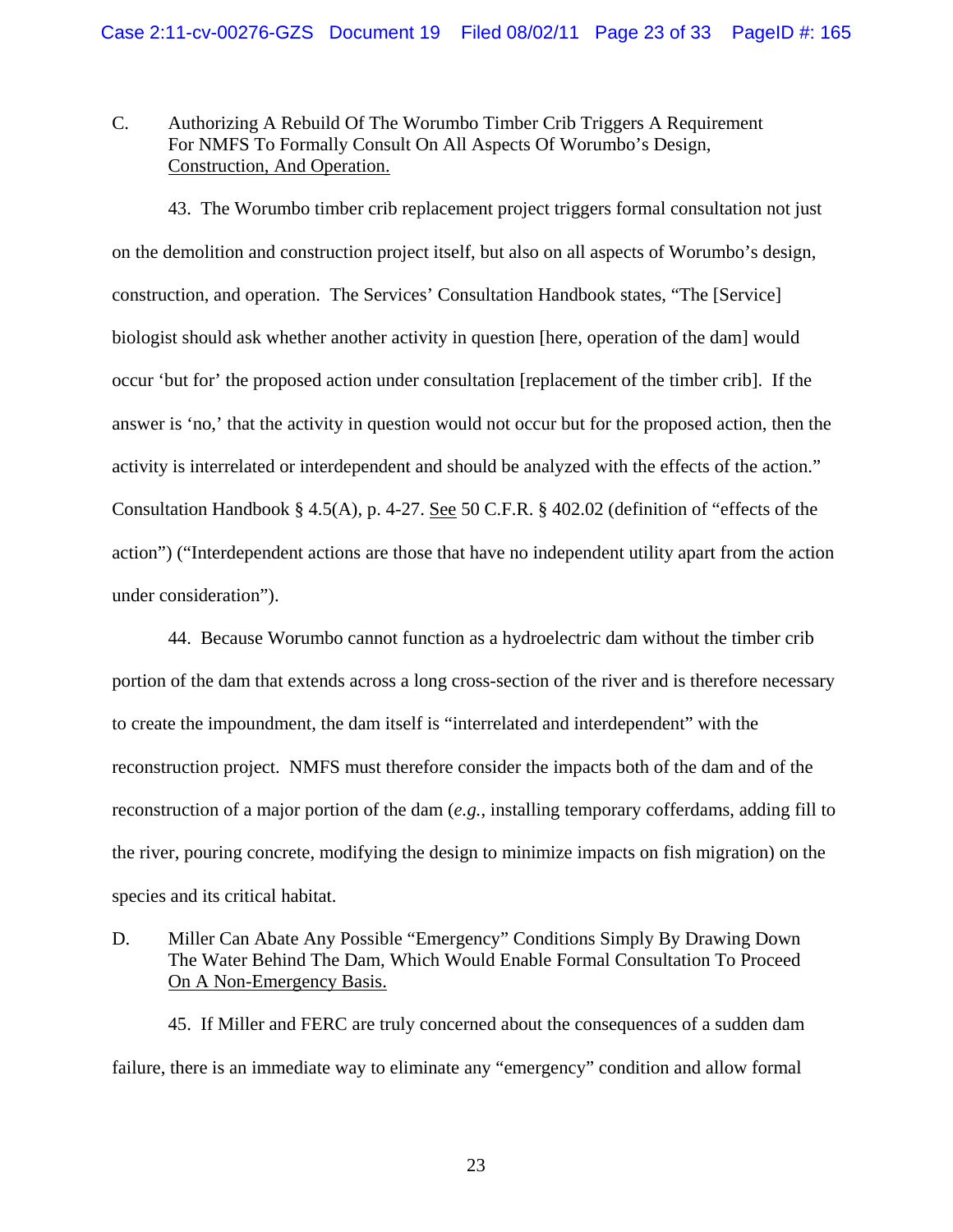C. Authorizing A Rebuild Of The Worumbo Timber Crib Triggers A Requirement For NMFS To Formally Consult On All Aspects Of Worumbo's Design, Construction, And Operation.

43. The Worumbo timber crib replacement project triggers formal consultation not just on the demolition and construction project itself, but also on all aspects of Worumbo's design, construction, and operation. The Services' Consultation Handbook states, "The [Service] biologist should ask whether another activity in question [here, operation of the dam] would occur 'but for' the proposed action under consultation [replacement of the timber crib]. If the answer is 'no,' that the activity in question would not occur but for the proposed action, then the activity is interrelated or interdependent and should be analyzed with the effects of the action." Consultation Handbook § 4.5(A), p. 4-27. See 50 C.F.R. § 402.02 (definition of "effects of the action") ("Interdependent actions are those that have no independent utility apart from the action under consideration").

44. Because Worumbo cannot function as a hydroelectric dam without the timber crib portion of the dam that extends across a long cross-section of the river and is therefore necessary to create the impoundment, the dam itself is "interrelated and interdependent" with the reconstruction project. NMFS must therefore consider the impacts both of the dam and of the reconstruction of a major portion of the dam (*e.g.*, installing temporary cofferdams, adding fill to the river, pouring concrete, modifying the design to minimize impacts on fish migration) on the species and its critical habitat.

D. Miller Can Abate Any Possible "Emergency" Conditions Simply By Drawing Down The Water Behind The Dam, Which Would Enable Formal Consultation To Proceed On A Non-Emergency Basis.

45. If Miller and FERC are truly concerned about the consequences of a sudden dam failure, there is an immediate way to eliminate any "emergency" condition and allow formal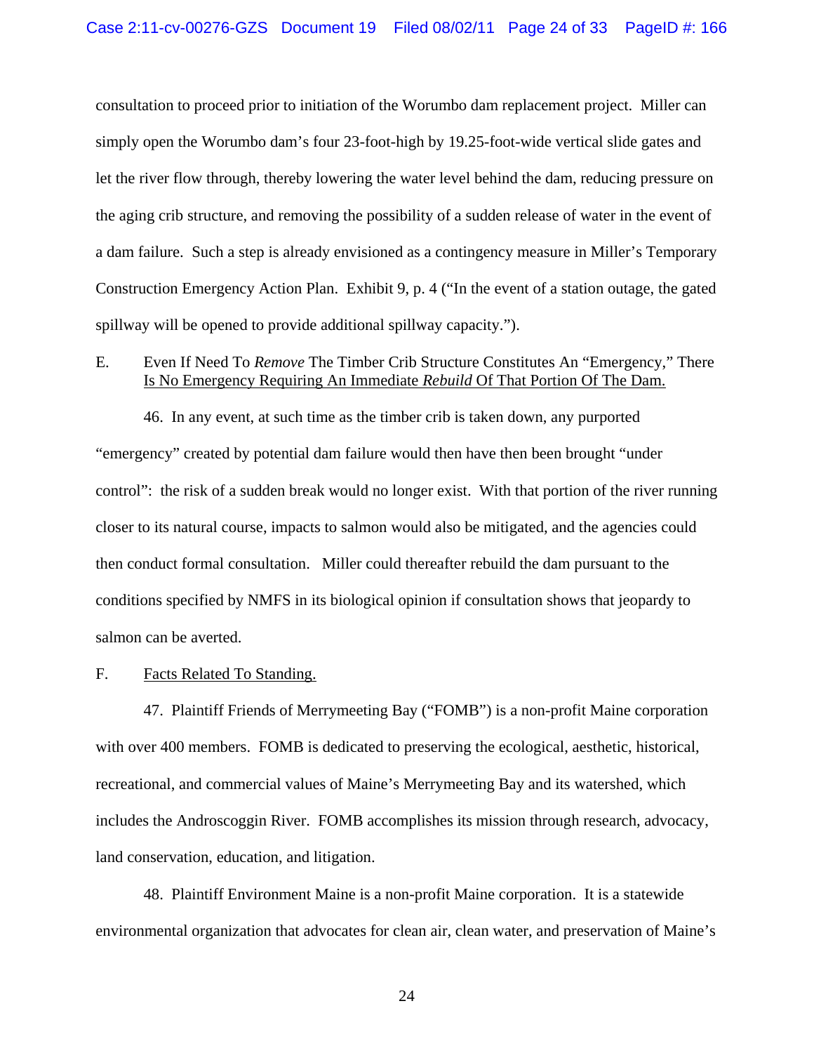consultation to proceed prior to initiation of the Worumbo dam replacement project. Miller can simply open the Worumbo dam's four 23-foot-high by 19.25-foot-wide vertical slide gates and let the river flow through, thereby lowering the water level behind the dam, reducing pressure on the aging crib structure, and removing the possibility of a sudden release of water in the event of a dam failure. Such a step is already envisioned as a contingency measure in Miller's Temporary Construction Emergency Action Plan. Exhibit 9, p. 4 ("In the event of a station outage, the gated spillway will be opened to provide additional spillway capacity.").

E. Even If Need To *Remove* The Timber Crib Structure Constitutes An "Emergency," There Is No Emergency Requiring An Immediate *Rebuild* Of That Portion Of The Dam.

46. In any event, at such time as the timber crib is taken down, any purported "emergency" created by potential dam failure would then have then been brought "under control": the risk of a sudden break would no longer exist. With that portion of the river running closer to its natural course, impacts to salmon would also be mitigated, and the agencies could then conduct formal consultation. Miller could thereafter rebuild the dam pursuant to the conditions specified by NMFS in its biological opinion if consultation shows that jeopardy to salmon can be averted.

F. Facts Related To Standing.

47. Plaintiff Friends of Merrymeeting Bay ("FOMB") is a non-profit Maine corporation with over 400 members. FOMB is dedicated to preserving the ecological, aesthetic, historical, recreational, and commercial values of Maine's Merrymeeting Bay and its watershed, which includes the Androscoggin River. FOMB accomplishes its mission through research, advocacy, land conservation, education, and litigation.

48. Plaintiff Environment Maine is a non-profit Maine corporation. It is a statewide environmental organization that advocates for clean air, clean water, and preservation of Maine's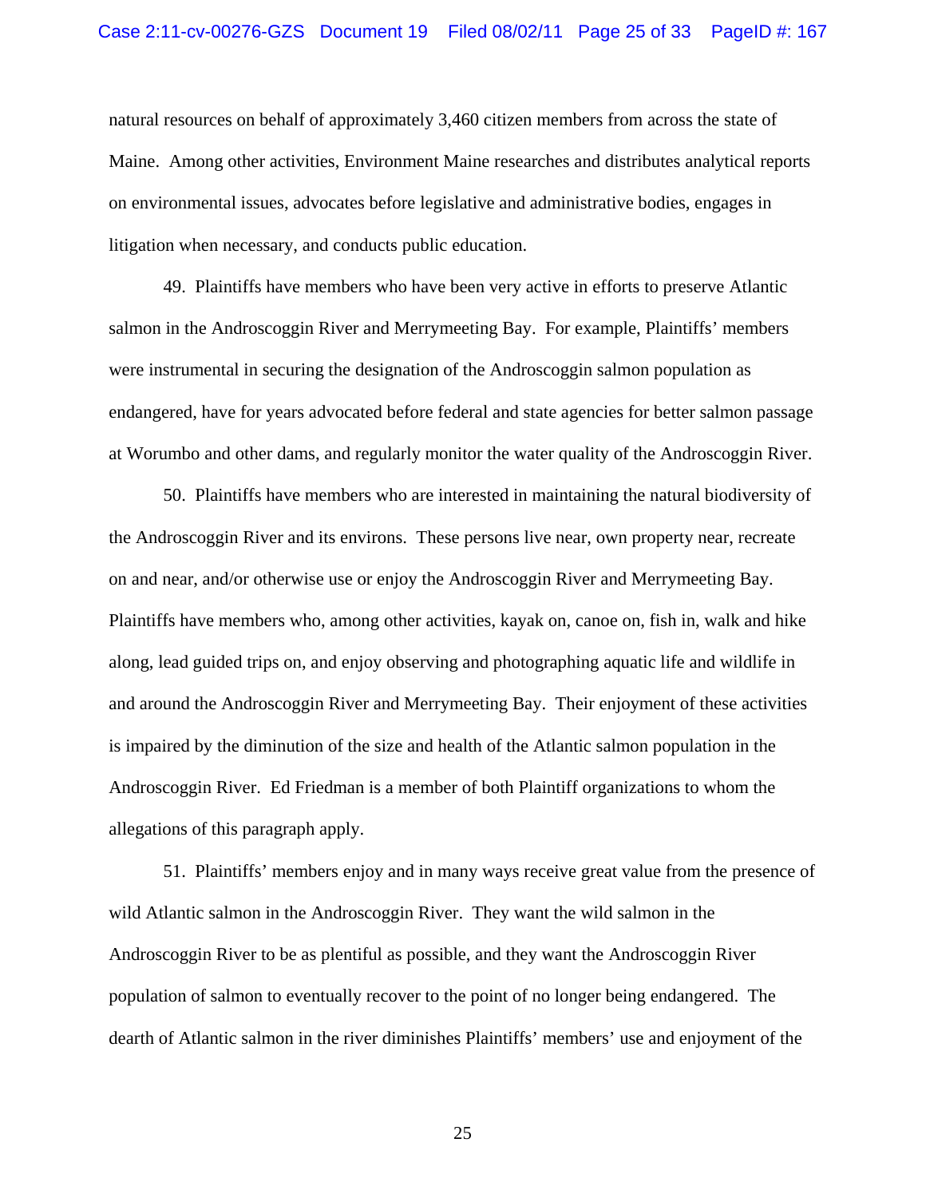natural resources on behalf of approximately 3,460 citizen members from across the state of Maine. Among other activities, Environment Maine researches and distributes analytical reports on environmental issues, advocates before legislative and administrative bodies, engages in litigation when necessary, and conducts public education.

49. Plaintiffs have members who have been very active in efforts to preserve Atlantic salmon in the Androscoggin River and Merrymeeting Bay. For example, Plaintiffs' members were instrumental in securing the designation of the Androscoggin salmon population as endangered, have for years advocated before federal and state agencies for better salmon passage at Worumbo and other dams, and regularly monitor the water quality of the Androscoggin River.

50. Plaintiffs have members who are interested in maintaining the natural biodiversity of the Androscoggin River and its environs. These persons live near, own property near, recreate on and near, and/or otherwise use or enjoy the Androscoggin River and Merrymeeting Bay. Plaintiffs have members who, among other activities, kayak on, canoe on, fish in, walk and hike along, lead guided trips on, and enjoy observing and photographing aquatic life and wildlife in and around the Androscoggin River and Merrymeeting Bay. Their enjoyment of these activities is impaired by the diminution of the size and health of the Atlantic salmon population in the Androscoggin River. Ed Friedman is a member of both Plaintiff organizations to whom the allegations of this paragraph apply.

51. Plaintiffs' members enjoy and in many ways receive great value from the presence of wild Atlantic salmon in the Androscoggin River. They want the wild salmon in the Androscoggin River to be as plentiful as possible, and they want the Androscoggin River population of salmon to eventually recover to the point of no longer being endangered. The dearth of Atlantic salmon in the river diminishes Plaintiffs' members' use and enjoyment of the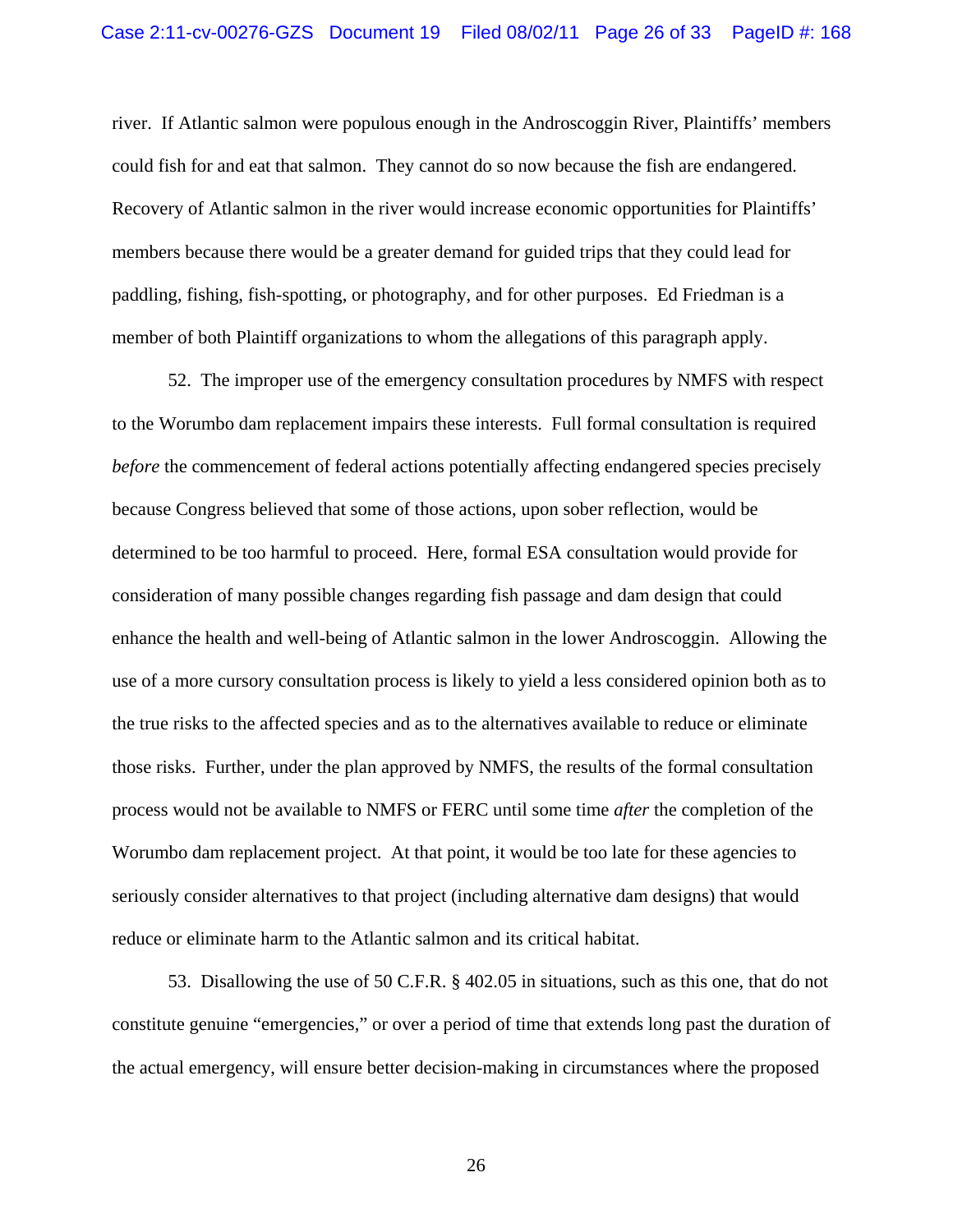river. If Atlantic salmon were populous enough in the Androscoggin River, Plaintiffs' members could fish for and eat that salmon. They cannot do so now because the fish are endangered. Recovery of Atlantic salmon in the river would increase economic opportunities for Plaintiffs' members because there would be a greater demand for guided trips that they could lead for paddling, fishing, fish-spotting, or photography, and for other purposes. Ed Friedman is a member of both Plaintiff organizations to whom the allegations of this paragraph apply.

52. The improper use of the emergency consultation procedures by NMFS with respect to the Worumbo dam replacement impairs these interests. Full formal consultation is required *before* the commencement of federal actions potentially affecting endangered species precisely because Congress believed that some of those actions, upon sober reflection, would be determined to be too harmful to proceed. Here, formal ESA consultation would provide for consideration of many possible changes regarding fish passage and dam design that could enhance the health and well-being of Atlantic salmon in the lower Androscoggin. Allowing the use of a more cursory consultation process is likely to yield a less considered opinion both as to the true risks to the affected species and as to the alternatives available to reduce or eliminate those risks. Further, under the plan approved by NMFS, the results of the formal consultation process would not be available to NMFS or FERC until some time *after* the completion of the Worumbo dam replacement project. At that point, it would be too late for these agencies to seriously consider alternatives to that project (including alternative dam designs) that would reduce or eliminate harm to the Atlantic salmon and its critical habitat.

53. Disallowing the use of 50 C.F.R. § 402.05 in situations, such as this one, that do not constitute genuine "emergencies," or over a period of time that extends long past the duration of the actual emergency, will ensure better decision-making in circumstances where the proposed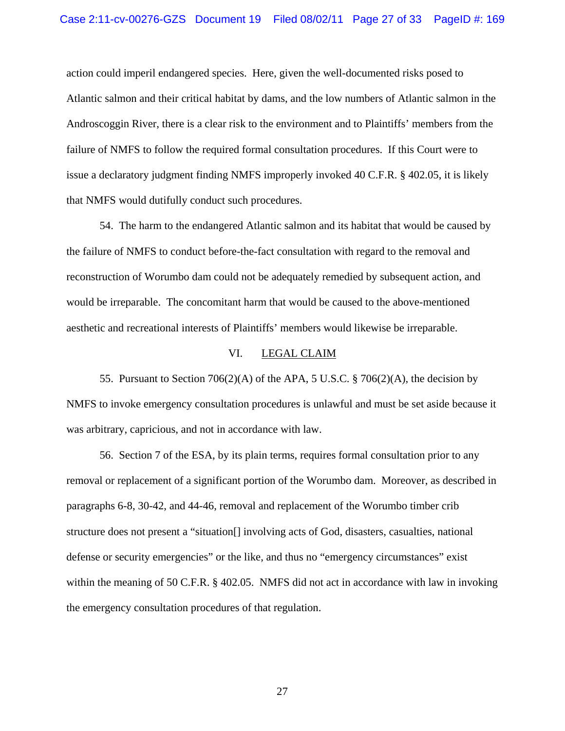action could imperil endangered species. Here, given the well-documented risks posed to Atlantic salmon and their critical habitat by dams, and the low numbers of Atlantic salmon in the Androscoggin River, there is a clear risk to the environment and to Plaintiffs' members from the failure of NMFS to follow the required formal consultation procedures. If this Court were to issue a declaratory judgment finding NMFS improperly invoked 40 C.F.R. § 402.05, it is likely that NMFS would dutifully conduct such procedures.

54. The harm to the endangered Atlantic salmon and its habitat that would be caused by the failure of NMFS to conduct before-the-fact consultation with regard to the removal and reconstruction of Worumbo dam could not be adequately remedied by subsequent action, and would be irreparable. The concomitant harm that would be caused to the above-mentioned aesthetic and recreational interests of Plaintiffs' members would likewise be irreparable.

## VI. LEGAL CLAIM

55. Pursuant to Section 706(2)(A) of the APA, 5 U.S.C. § 706(2)(A), the decision by NMFS to invoke emergency consultation procedures is unlawful and must be set aside because it was arbitrary, capricious, and not in accordance with law.

56. Section 7 of the ESA, by its plain terms, requires formal consultation prior to any removal or replacement of a significant portion of the Worumbo dam. Moreover, as described in paragraphs 6-8, 30-42, and 44-46, removal and replacement of the Worumbo timber crib structure does not present a "situation[] involving acts of God, disasters, casualties, national defense or security emergencies" or the like, and thus no "emergency circumstances" exist within the meaning of 50 C.F.R. § 402.05. NMFS did not act in accordance with law in invoking the emergency consultation procedures of that regulation.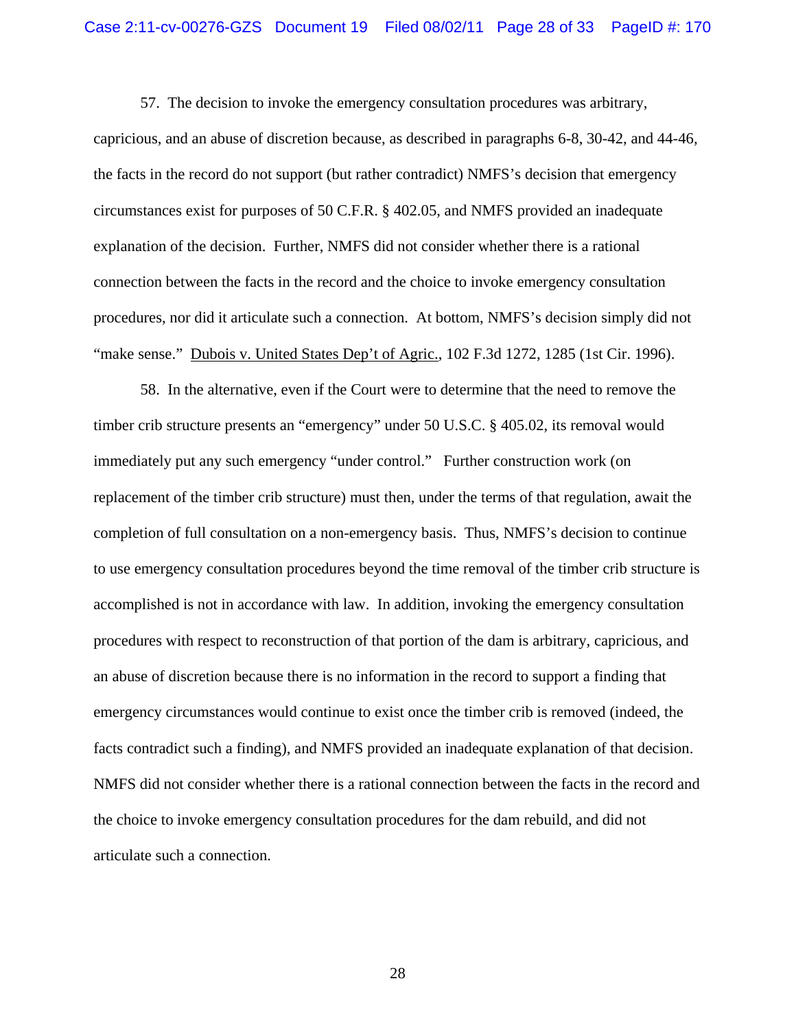57. The decision to invoke the emergency consultation procedures was arbitrary, capricious, and an abuse of discretion because, as described in paragraphs 6-8, 30-42, and 44-46, the facts in the record do not support (but rather contradict) NMFS's decision that emergency circumstances exist for purposes of 50 C.F.R. § 402.05, and NMFS provided an inadequate explanation of the decision. Further, NMFS did not consider whether there is a rational connection between the facts in the record and the choice to invoke emergency consultation procedures, nor did it articulate such a connection. At bottom, NMFS's decision simply did not "make sense." Dubois v. United States Dep't of Agric., 102 F.3d 1272, 1285 (1st Cir. 1996).

58. In the alternative, even if the Court were to determine that the need to remove the timber crib structure presents an "emergency" under 50 U.S.C. § 405.02, its removal would immediately put any such emergency "under control." Further construction work (on replacement of the timber crib structure) must then, under the terms of that regulation, await the completion of full consultation on a non-emergency basis. Thus, NMFS's decision to continue to use emergency consultation procedures beyond the time removal of the timber crib structure is accomplished is not in accordance with law. In addition, invoking the emergency consultation procedures with respect to reconstruction of that portion of the dam is arbitrary, capricious, and an abuse of discretion because there is no information in the record to support a finding that emergency circumstances would continue to exist once the timber crib is removed (indeed, the facts contradict such a finding), and NMFS provided an inadequate explanation of that decision. NMFS did not consider whether there is a rational connection between the facts in the record and the choice to invoke emergency consultation procedures for the dam rebuild, and did not articulate such a connection.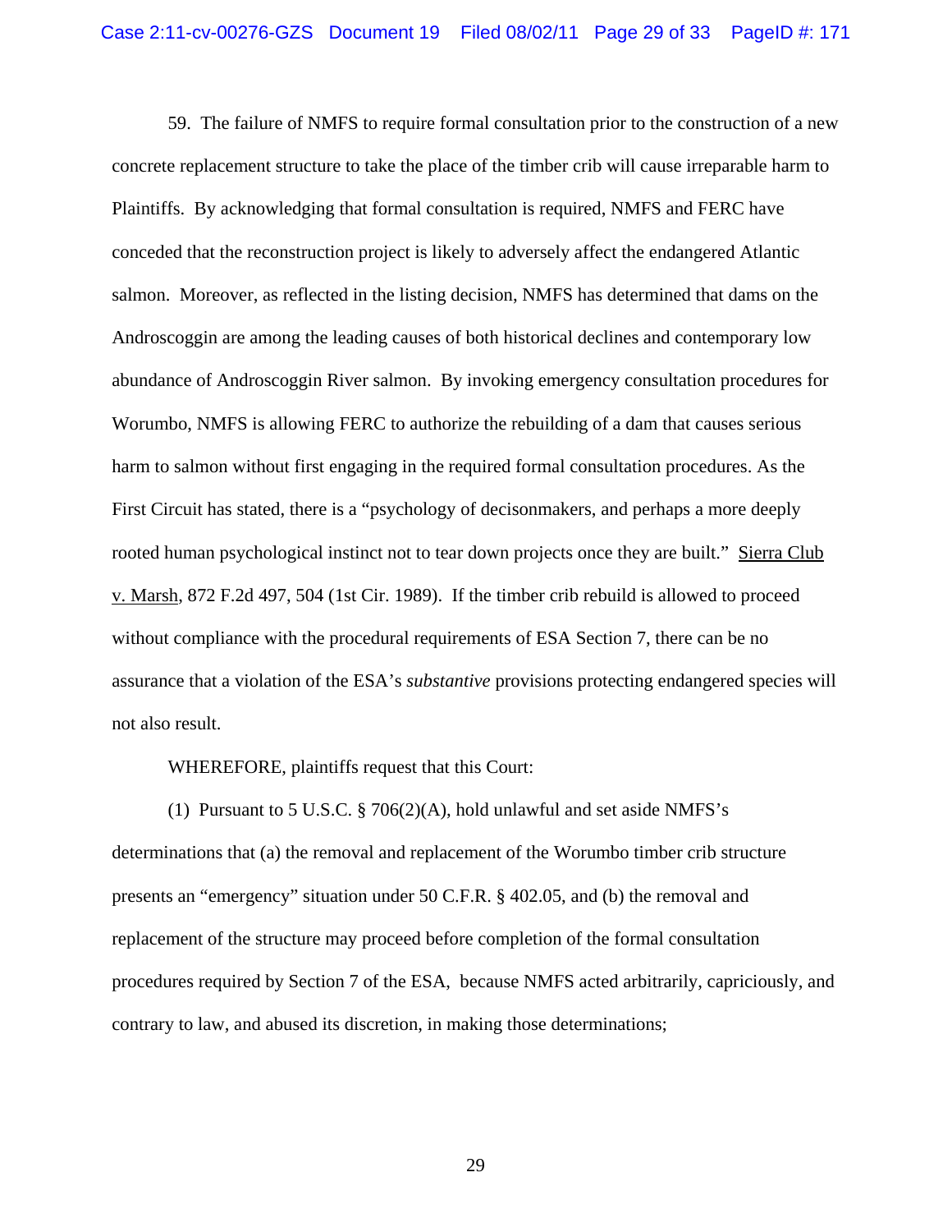59. The failure of NMFS to require formal consultation prior to the construction of a new concrete replacement structure to take the place of the timber crib will cause irreparable harm to Plaintiffs. By acknowledging that formal consultation is required, NMFS and FERC have conceded that the reconstruction project is likely to adversely affect the endangered Atlantic salmon. Moreover, as reflected in the listing decision, NMFS has determined that dams on the Androscoggin are among the leading causes of both historical declines and contemporary low abundance of Androscoggin River salmon. By invoking emergency consultation procedures for Worumbo, NMFS is allowing FERC to authorize the rebuilding of a dam that causes serious harm to salmon without first engaging in the required formal consultation procedures. As the First Circuit has stated, there is a "psychology of decisonmakers, and perhaps a more deeply rooted human psychological instinct not to tear down projects once they are built." Sierra Club v. Marsh, 872 F.2d 497, 504 (1st Cir. 1989). If the timber crib rebuild is allowed to proceed without compliance with the procedural requirements of ESA Section 7, there can be no assurance that a violation of the ESA's *substantive* provisions protecting endangered species will not also result.

WHEREFORE, plaintiffs request that this Court:

(1) Pursuant to 5 U.S.C. § 706(2)(A), hold unlawful and set aside NMFS's determinations that (a) the removal and replacement of the Worumbo timber crib structure presents an "emergency" situation under 50 C.F.R. § 402.05, and (b) the removal and replacement of the structure may proceed before completion of the formal consultation procedures required by Section 7 of the ESA, because NMFS acted arbitrarily, capriciously, and contrary to law, and abused its discretion, in making those determinations;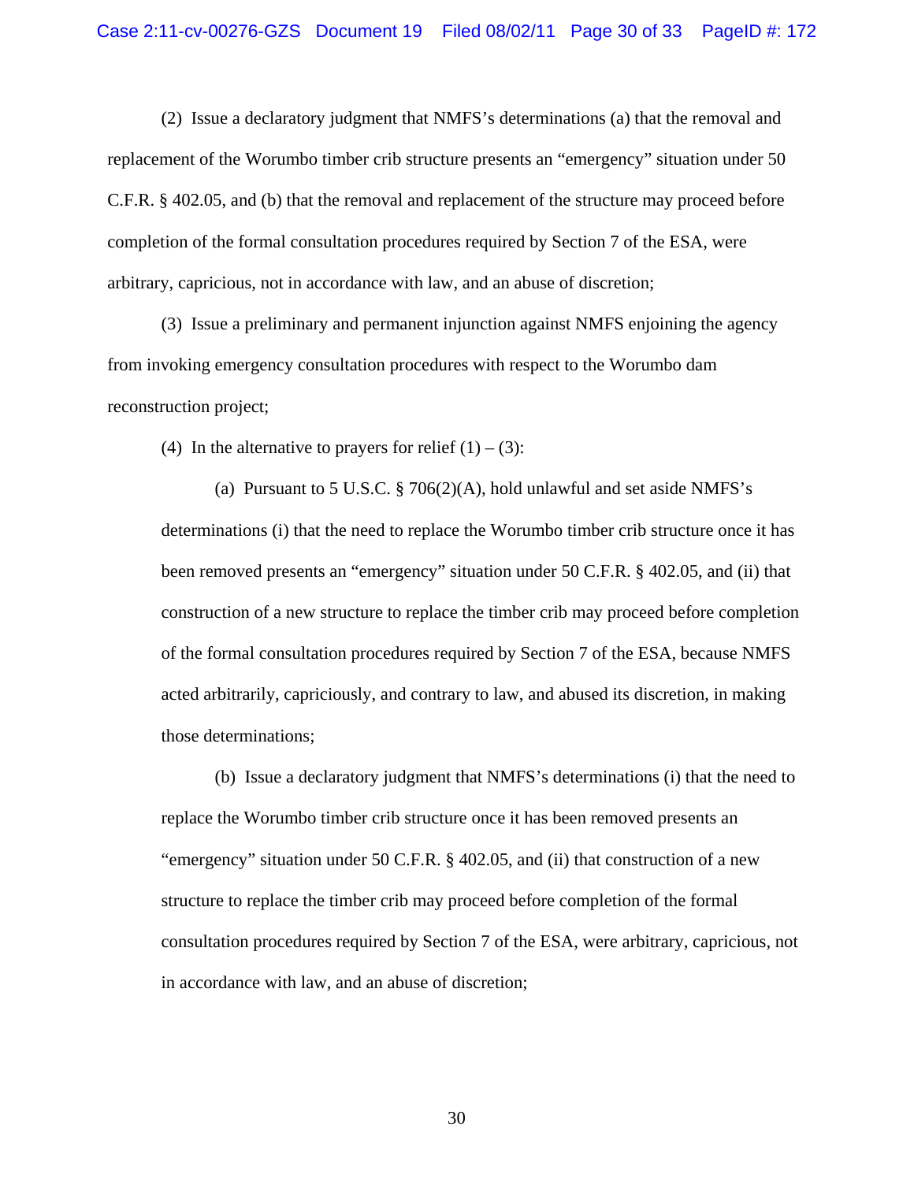(2) Issue a declaratory judgment that NMFS's determinations (a) that the removal and replacement of the Worumbo timber crib structure presents an "emergency" situation under 50 C.F.R. § 402.05, and (b) that the removal and replacement of the structure may proceed before completion of the formal consultation procedures required by Section 7 of the ESA, were arbitrary, capricious, not in accordance with law, and an abuse of discretion;

(3) Issue a preliminary and permanent injunction against NMFS enjoining the agency from invoking emergency consultation procedures with respect to the Worumbo dam reconstruction project;

(4) In the alternative to prayers for relief (1) – (3):

> (a) Pursuant to 5 U.S.C. § 706(2)(A), hold unlawful and set aside NMFS's determinations (i) that the need to replace the Worumbo timber crib structure once it has been removed presents an "emergency" situation under 50 C.F.R. § 402.05, and (ii) that construction of a new structure to replace the timber crib may proceed before completion of the formal consultation procedures required by Section 7 of the ESA, because NMFS acted arbitrarily, capriciously, and contrary to law, and abused its discretion, in making those determinations;
>
> (b) Issue a declaratory judgment that NMFS's determinations (i) that the need to replace the Worumbo timber crib structure once it has been removed presents an "emergency" situation under 50 C.F.R. § 402.05, and (ii) that construction of a new structure to replace the timber crib may proceed before completion of the formal consultation procedures required by Section 7 of the ESA, were arbitrary, capricious, not in accordance with law, and an abuse of discretion;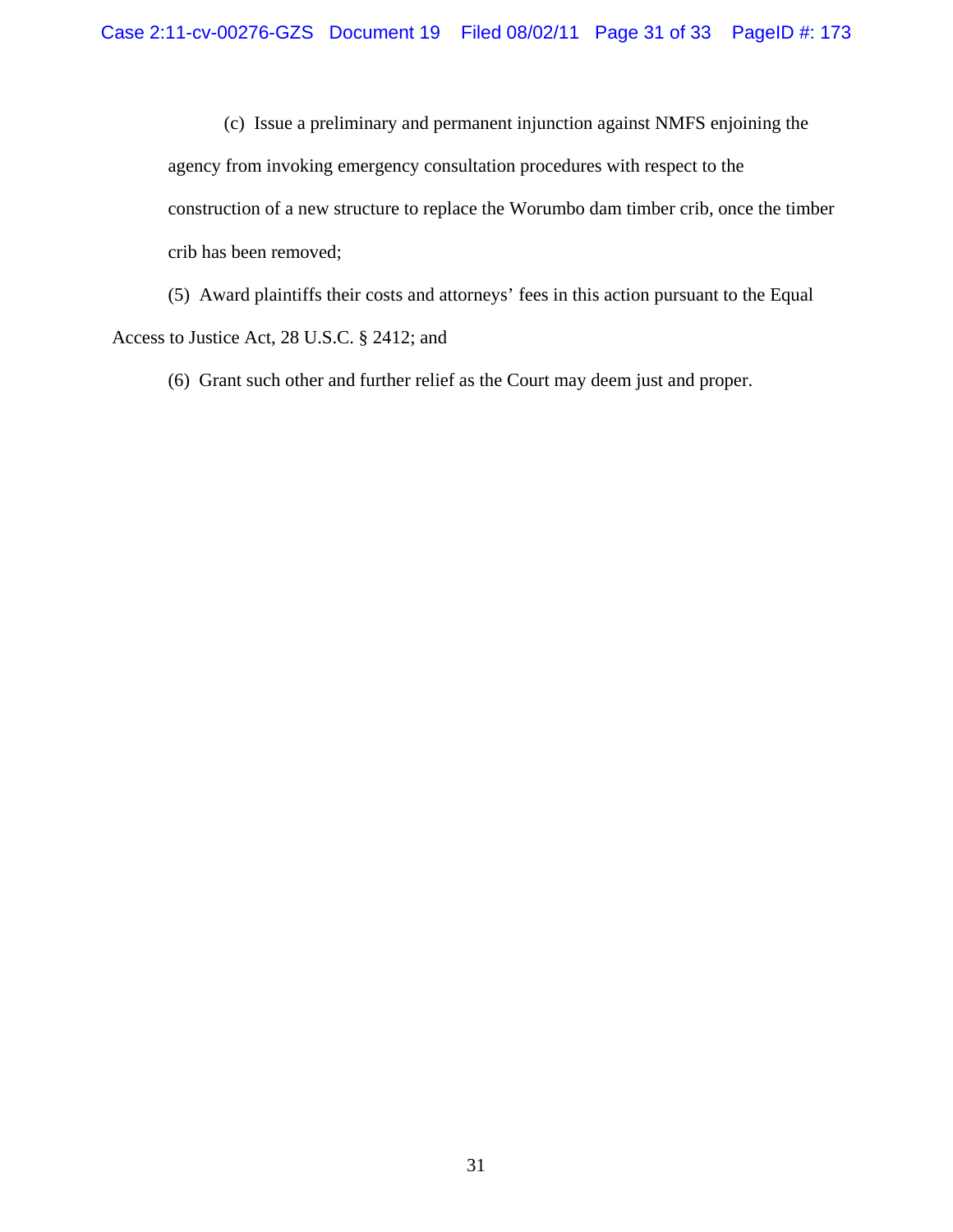(c) Issue a preliminary and permanent injunction against NMFS enjoining the agency from invoking emergency consultation procedures with respect to the construction of a new structure to replace the Worumbo dam timber crib, once the timber crib has been removed;

(5) Award plaintiffs their costs and attorneys' fees in this action pursuant to the Equal Access to Justice Act, 28 U.S.C. § 2412; and

(6) Grant such other and further relief as the Court may deem just and proper.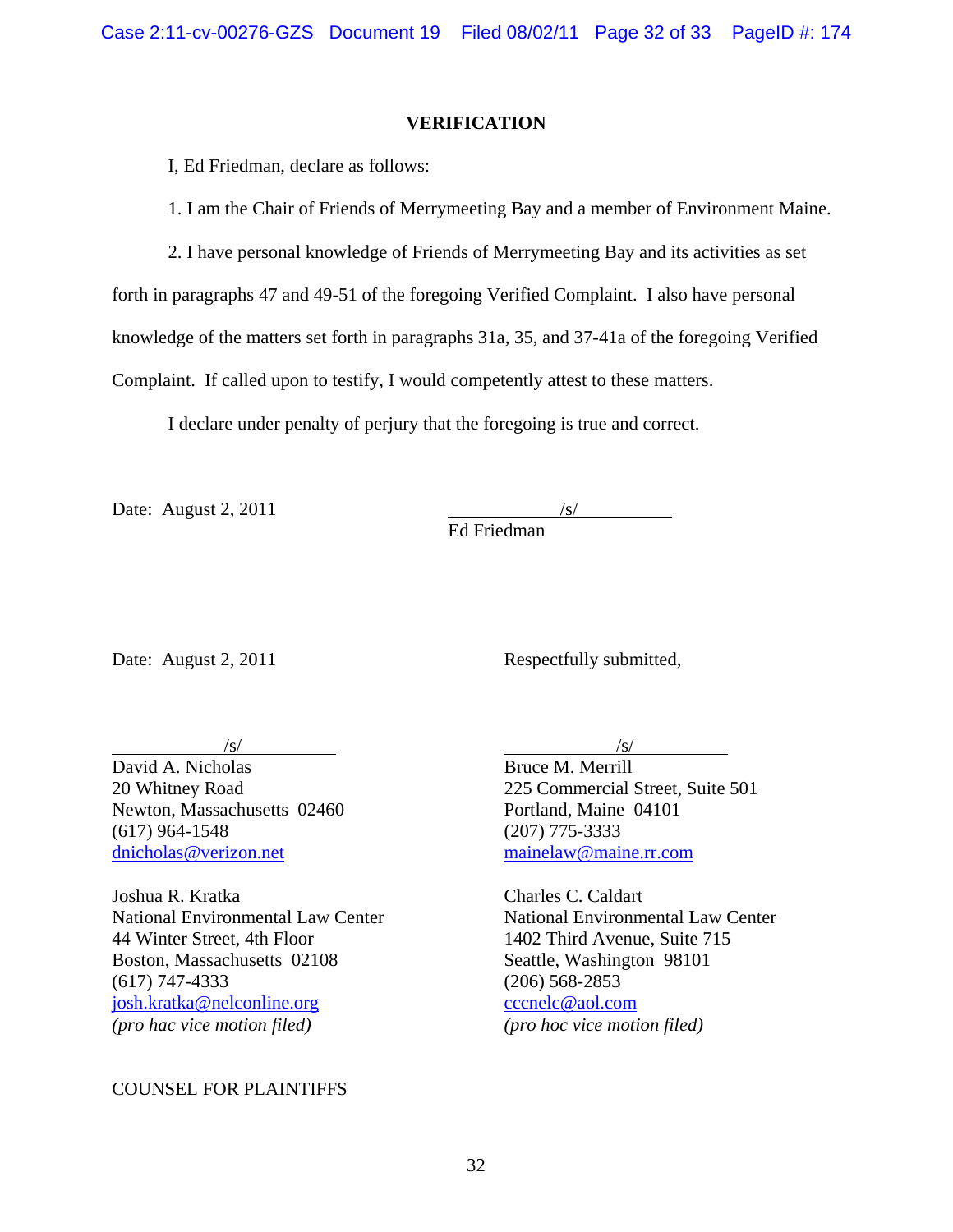## VERIFICATION

I, Ed Friedman, declare as follows:

1. I am the Chair of Friends of Merrymeeting Bay and a member of Environment Maine.

2. I have personal knowledge of Friends of Merrymeeting Bay and its activities as set forth in paragraphs 47 and 49-51 of the foregoing Verified Complaint. I also have personal knowledge of the matters set forth in paragraphs 31a, 35, and 37-41a of the foregoing Verified Complaint. If called upon to testify, I would competently attest to these matters.

I declare under penalty of perjury that the foregoing is true and correct.

Date: August 2, 2011

/s/
Ed Friedman

Date: August 2, 2011

Respectfully submitted,

/s/
David A. Nicholas
20 Whitney Road
Newton, Massachusetts 02460
(617) 964-1548
dnicholas@verizon.net

/s/
Bruce M. Merrill
225 Commercial Street, Suite 501
Portland, Maine 04101
(207) 775-3333
mainelaw@maine.rr.com

Joshua R. Kratka
National Environmental Law Center
44 Winter Street, 4th Floor
Boston, Massachusetts 02108
(617) 747-4333
josh.kratka@nelconline.org
*(pro hac vice motion filed)*

Charles C. Caldart
National Environmental Law Center
1402 Third Avenue, Suite 715
Seattle, Washington 98101
(206) 568-2853
cccnelc@aol.com
*(pro hoc vice motion filed)*

COUNSEL FOR PLAINTIFFS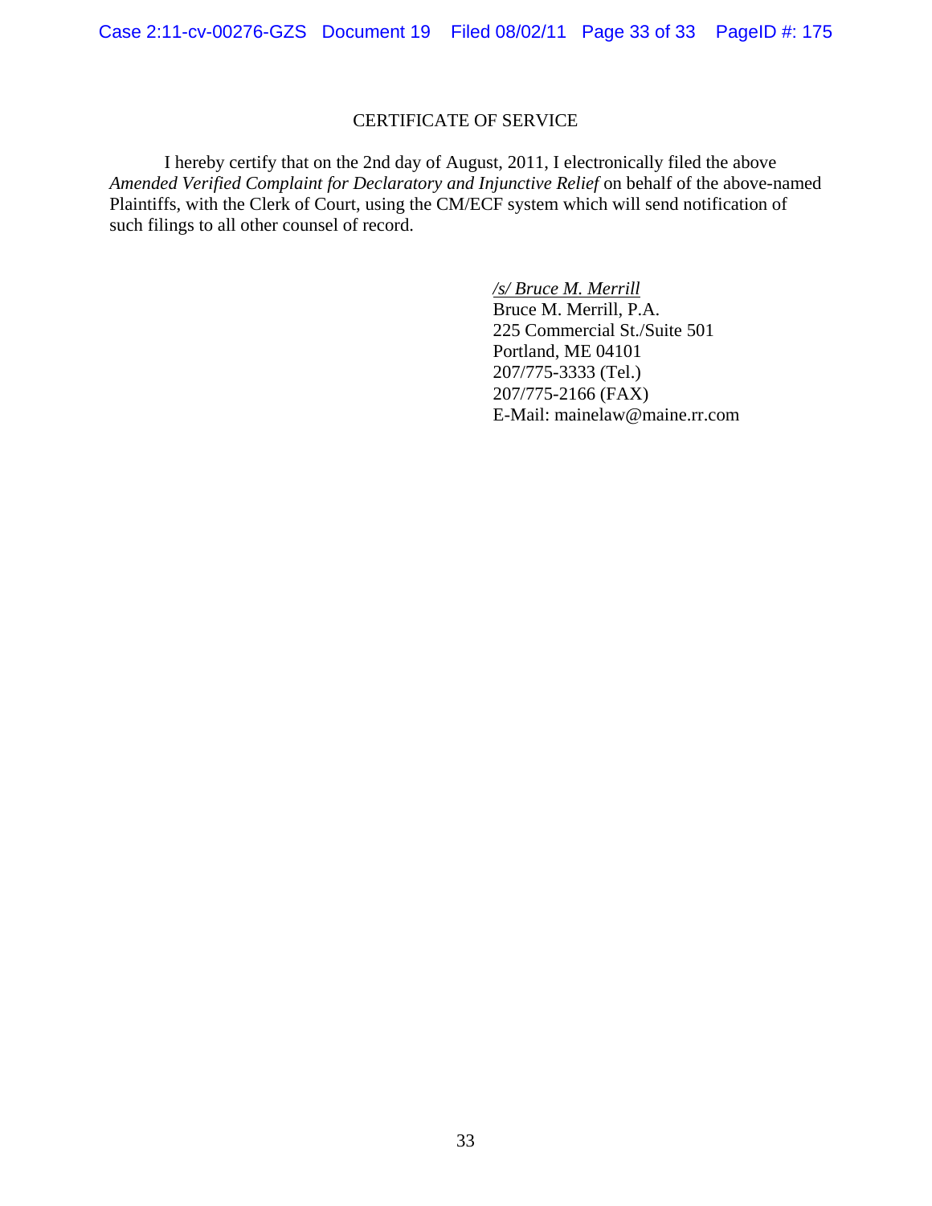## CERTIFICATE OF SERVICE

I hereby certify that on the 2nd day of August, 2011, I electronically filed the above *Amended Verified Complaint for Declaratory and Injunctive Relief* on behalf of the above-named Plaintiffs, with the Clerk of Court, using the CM/ECF system which will send notification of such filings to all other counsel of record.

*/s/ Bruce M. Merrill*
Bruce M. Merrill, P.A.
225 Commercial St./Suite 501
Portland, ME 04101
207/775-3333 (Tel.)
207/775-2166 (FAX)
E-Mail: mainelaw@maine.rr.com